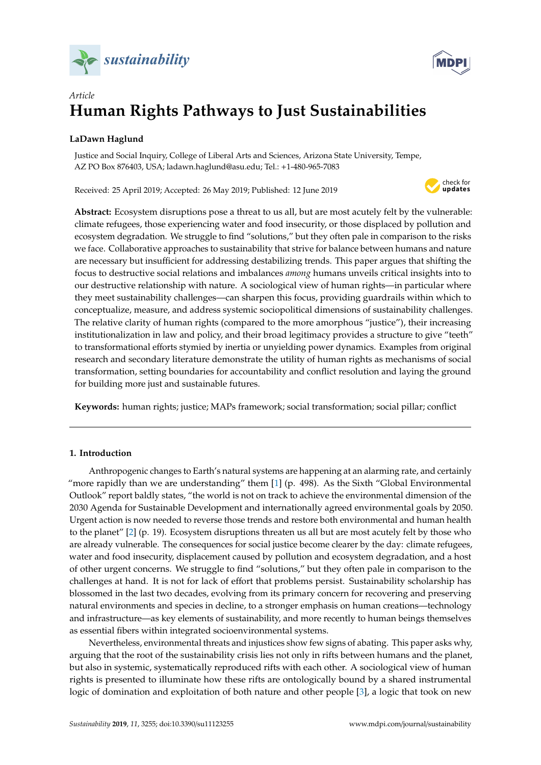*Article*

# Human Rights Pathways to Just Sustainabilities

**LaDawn Haglund**

Justice and Social Inquiry, College of Liberal Arts and Sciences, Arizona State University, Tempe, AZ PO Box 876403, USA; ladawn.haglund@asu.edu; Tel.: +1-480-965-7083

Received: 25 April 2019; Accepted: 26 May 2019; Published: 12 June 2019

**Abstract:** Ecosystem disruptions pose a threat to us all, but are most acutely felt by the vulnerable: climate refugees, those experiencing water and food insecurity, or those displaced by pollution and ecosystem degradation. We struggle to find "solutions," but they often pale in comparison to the risks we face. Collaborative approaches to sustainability that strive for balance between humans and nature are necessary but insufficient for addressing destabilizing trends. This paper argues that shifting the focus to destructive social relations and imbalances *among* humans unveils critical insights into to our destructive relationship with nature. A sociological view of human rights—in particular where they meet sustainability challenges—can sharpen this focus, providing guardrails within which to conceptualize, measure, and address systemic sociopolitical dimensions of sustainability challenges. The relative clarity of human rights (compared to the more amorphous "justice"), their increasing institutionalization in law and policy, and their broad legitimacy provides a structure to give "teeth" to transformational efforts stymied by inertia or unyielding power dynamics. Examples from original research and secondary literature demonstrate the utility of human rights as mechanisms of social transformation, setting boundaries for accountability and conflict resolution and laying the ground for building more just and sustainable futures.

**Keywords:** human rights; justice; MAPs framework; social transformation; social pillar; conflict

## 1. Introduction

Anthropogenic changes to Earth's natural systems are happening at an alarming rate, and certainly "more rapidly than we are understanding" them [1] (p. 498). As the Sixth "Global Environmental Outlook" report baldly states, "the world is not on track to achieve the environmental dimension of the 2030 Agenda for Sustainable Development and internationally agreed environmental goals by 2050. Urgent action is now needed to reverse those trends and restore both environmental and human health to the planet" [2] (p. 19). Ecosystem disruptions threaten us all but are most acutely felt by those who are already vulnerable. The consequences for social justice become clearer by the day: climate refugees, water and food insecurity, displacement caused by pollution and ecosystem degradation, and a host of other urgent concerns. We struggle to find "solutions," but they often pale in comparison to the challenges at hand. It is not for lack of effort that problems persist. Sustainability scholarship has blossomed in the last two decades, evolving from its primary concern for recovering and preserving natural environments and species in decline, to a stronger emphasis on human creations—technology and infrastructure—as key elements of sustainability, and more recently to human beings themselves as essential fibers within integrated socioenvironmental systems.

Nevertheless, environmental threats and injustices show few signs of abating. This paper asks why, arguing that the root of the sustainability crisis lies not only in rifts between humans and the planet, but also in systemic, systematically reproduced rifts with each other. A sociological view of human rights is presented to illuminate how these rifts are ontologically bound by a shared instrumental logic of domination and exploitation of both nature and other people [3], a logic that took on new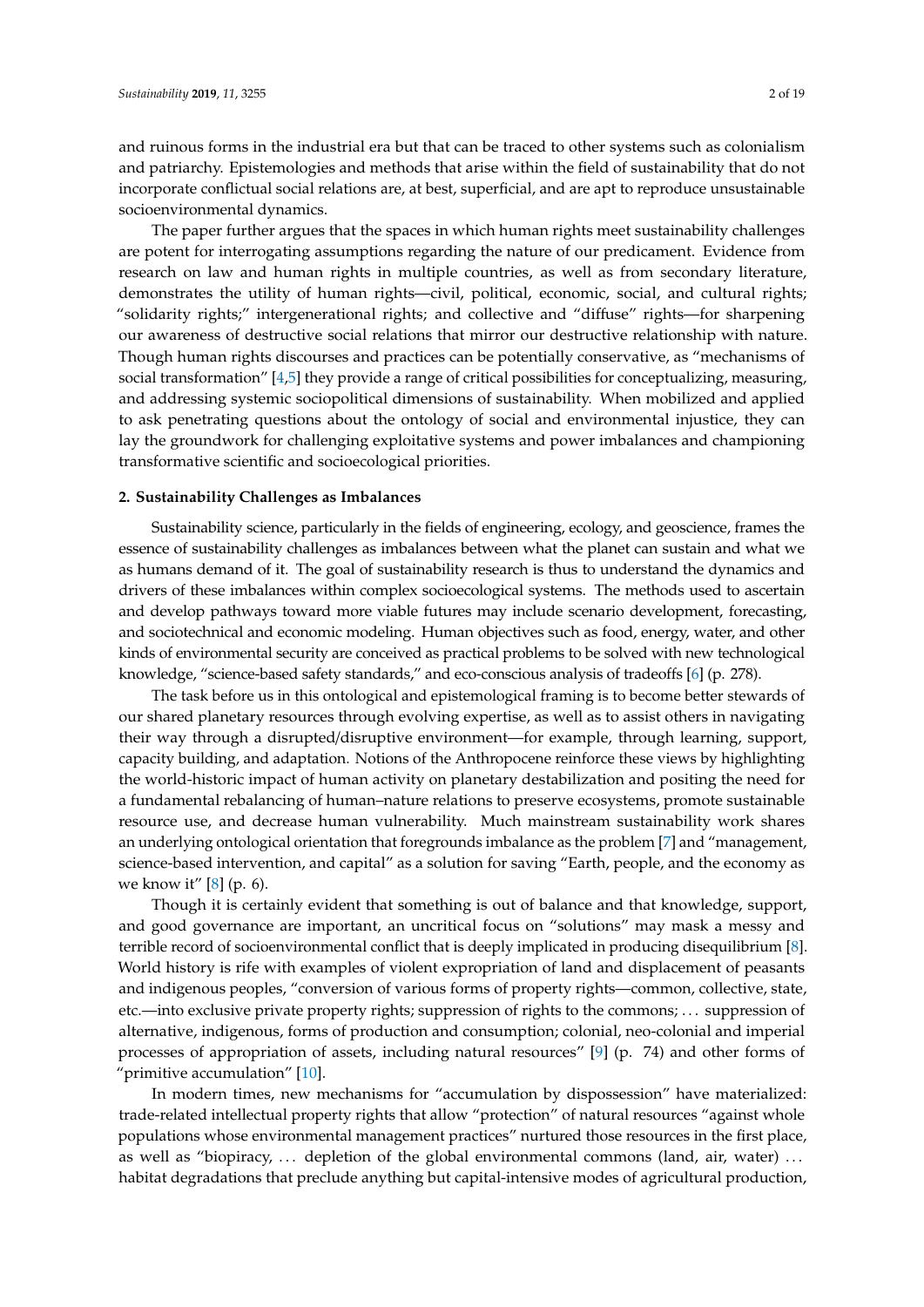and ruinous forms in the industrial era but that can be traced to other systems such as colonialism and patriarchy. Epistemologies and methods that arise within the field of sustainability that do not incorporate conflictual social relations are, at best, superficial, and are apt to reproduce unsustainable socioenvironmental dynamics.

The paper further argues that the spaces in which human rights meet sustainability challenges are potent for interrogating assumptions regarding the nature of our predicament. Evidence from research on law and human rights in multiple countries, as well as from secondary literature, demonstrates the utility of human rights—civil, political, economic, social, and cultural rights; "solidarity rights;" intergenerational rights; and collective and "diffuse" rights—for sharpening our awareness of destructive social relations that mirror our destructive relationship with nature. Though human rights discourses and practices can be potentially conservative, as "mechanisms of social transformation" [4,5] they provide a range of critical possibilities for conceptualizing, measuring, and addressing systemic sociopolitical dimensions of sustainability. When mobilized and applied to ask penetrating questions about the ontology of social and environmental injustice, they can lay the groundwork for challenging exploitative systems and power imbalances and championing transformative scientific and socioecological priorities.

## 2. Sustainability Challenges as Imbalances

Sustainability science, particularly in the fields of engineering, ecology, and geoscience, frames the essence of sustainability challenges as imbalances between what the planet can sustain and what we as humans demand of it. The goal of sustainability research is thus to understand the dynamics and drivers of these imbalances within complex socioecological systems. The methods used to ascertain and develop pathways toward more viable futures may include scenario development, forecasting, and sociotechnical and economic modeling. Human objectives such as food, energy, water, and other kinds of environmental security are conceived as practical problems to be solved with new technological knowledge, "science-based safety standards," and eco-conscious analysis of tradeoffs [6] (p. 278).

The task before us in this ontological and epistemological framing is to become better stewards of our shared planetary resources through evolving expertise, as well as to assist others in navigating their way through a disrupted/disruptive environment—for example, through learning, support, capacity building, and adaptation. Notions of the Anthropocene reinforce these views by highlighting the world-historic impact of human activity on planetary destabilization and positing the need for a fundamental rebalancing of human–nature relations to preserve ecosystems, promote sustainable resource use, and decrease human vulnerability. Much mainstream sustainability work shares an underlying ontological orientation that foregrounds imbalance as the problem [7] and "management, science-based intervention, and capital" as a solution for saving "Earth, people, and the economy as we know it" [8] (p. 6).

Though it is certainly evident that something is out of balance and that knowledge, support, and good governance are important, an uncritical focus on "solutions" may mask a messy and terrible record of socioenvironmental conflict that is deeply implicated in producing disequilibrium [8]. World history is rife with examples of violent expropriation of land and displacement of peasants and indigenous peoples, "conversion of various forms of property rights—common, collective, state, etc.—into exclusive private property rights; suppression of rights to the commons; ... suppression of alternative, indigenous, forms of production and consumption; colonial, neo-colonial and imperial processes of appropriation of assets, including natural resources" [9] (p. 74) and other forms of "primitive accumulation" [10].

In modern times, new mechanisms for "accumulation by dispossession" have materialized: trade-related intellectual property rights that allow "protection" of natural resources "against whole populations whose environmental management practices" nurtured those resources in the first place, as well as "biopiracy, ... depletion of the global environmental commons (land, air, water) ... habitat degradations that preclude anything but capital-intensive modes of agricultural production,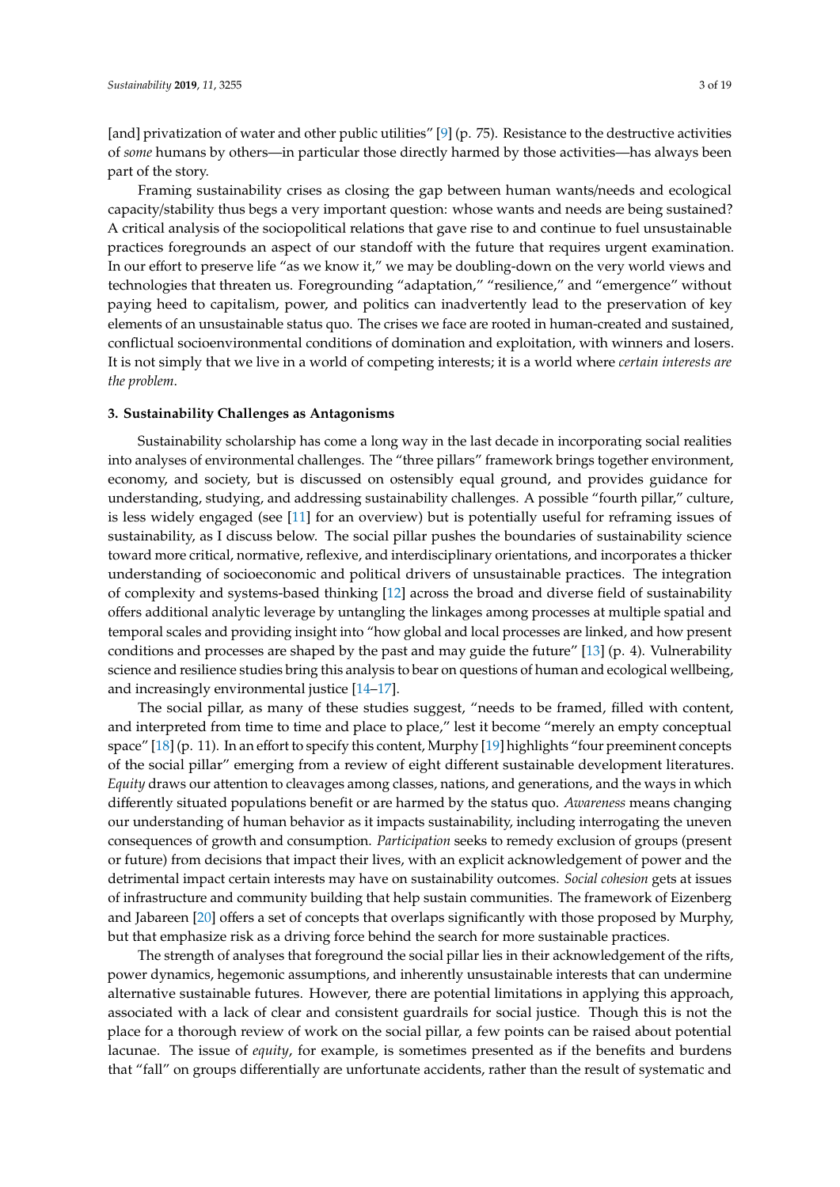[and] privatization of water and other public utilities" [9] (p. 75). Resistance to the destructive activities of *some* humans by others—in particular those directly harmed by those activities—has always been part of the story.

Framing sustainability crises as closing the gap between human wants/needs and ecological capacity/stability thus begs a very important question: whose wants and needs are being sustained? A critical analysis of the sociopolitical relations that gave rise to and continue to fuel unsustainable practices foregrounds an aspect of our standoff with the future that requires urgent examination. In our effort to preserve life "as we know it," we may be doubling-down on the very world views and technologies that threaten us. Foregrounding "adaptation," "resilience," and "emergence" without paying heed to capitalism, power, and politics can inadvertently lead to the preservation of key elements of an unsustainable status quo. The crises we face are rooted in human-created and sustained, conflictual socioenvironmental conditions of domination and exploitation, with winners and losers. It is not simply that we live in a world of competing interests; it is a world where *certain interests are the problem*.

## 3. Sustainability Challenges as Antagonisms

Sustainability scholarship has come a long way in the last decade in incorporating social realities into analyses of environmental challenges. The "three pillars" framework brings together environment, economy, and society, but is discussed on ostensibly equal ground, and provides guidance for understanding, studying, and addressing sustainability challenges. A possible "fourth pillar," culture, is less widely engaged (see [11] for an overview) but is potentially useful for reframing issues of sustainability, as I discuss below. The social pillar pushes the boundaries of sustainability science toward more critical, normative, reflexive, and interdisciplinary orientations, and incorporates a thicker understanding of socioeconomic and political drivers of unsustainable practices. The integration of complexity and systems-based thinking [12] across the broad and diverse field of sustainability offers additional analytic leverage by untangling the linkages among processes at multiple spatial and temporal scales and providing insight into "how global and local processes are linked, and how present conditions and processes are shaped by the past and may guide the future" [13] (p. 4). Vulnerability science and resilience studies bring this analysis to bear on questions of human and ecological wellbeing, and increasingly environmental justice [14–17].

The social pillar, as many of these studies suggest, "needs to be framed, filled with content, and interpreted from time to time and place to place," lest it become "merely an empty conceptual space" [18] (p. 11). In an effort to specify this content, Murphy [19] highlights "four preeminent concepts of the social pillar" emerging from a review of eight different sustainable development literatures. *Equity* draws our attention to cleavages among classes, nations, and generations, and the ways in which differently situated populations benefit or are harmed by the status quo. *Awareness* means changing our understanding of human behavior as it impacts sustainability, including interrogating the uneven consequences of growth and consumption. *Participation* seeks to remedy exclusion of groups (present or future) from decisions that impact their lives, with an explicit acknowledgement of power and the detrimental impact certain interests may have on sustainability outcomes. *Social cohesion* gets at issues of infrastructure and community building that help sustain communities. The framework of Eizenberg and Jabareen [20] offers a set of concepts that overlaps significantly with those proposed by Murphy, but that emphasize risk as a driving force behind the search for more sustainable practices.

The strength of analyses that foreground the social pillar lies in their acknowledgement of the rifts, power dynamics, hegemonic assumptions, and inherently unsustainable interests that can undermine alternative sustainable futures. However, there are potential limitations in applying this approach, associated with a lack of clear and consistent guardrails for social justice. Though this is not the place for a thorough review of work on the social pillar, a few points can be raised about potential lacunae. The issue of *equity*, for example, is sometimes presented as if the benefits and burdens that "fall" on groups differentially are unfortunate accidents, rather than the result of systematic and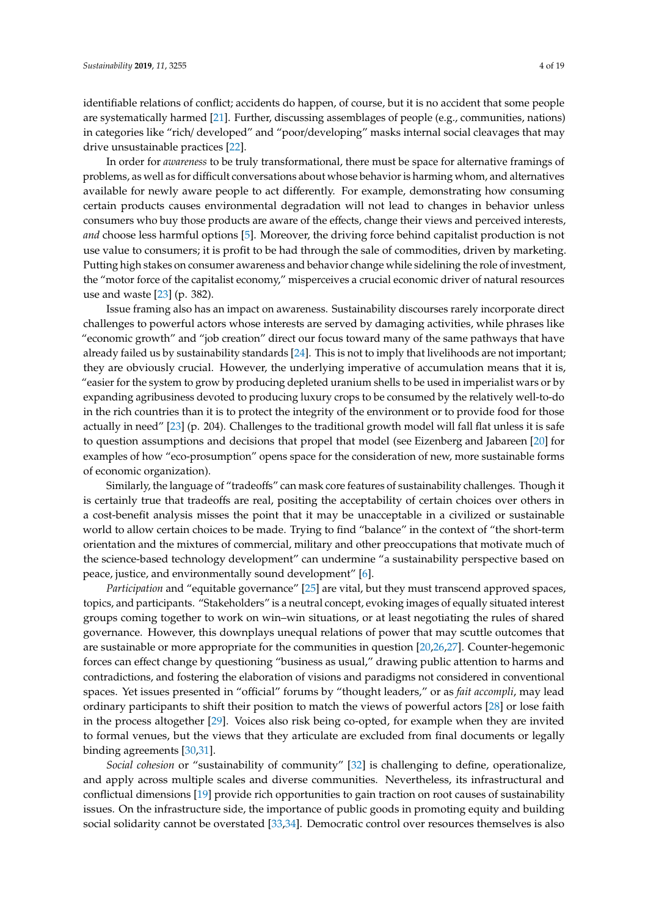identifiable relations of conflict; accidents do happen, of course, but it is no accident that some people are systematically harmed [21]. Further, discussing assemblages of people (e.g., communities, nations) in categories like "rich/ developed" and "poor/developing" masks internal social cleavages that may drive unsustainable practices [22].

In order for *awareness* to be truly transformational, there must be space for alternative framings of problems, as well as for difficult conversations about whose behavior is harming whom, and alternatives available for newly aware people to act differently. For example, demonstrating how consuming certain products causes environmental degradation will not lead to changes in behavior unless consumers who buy those products are aware of the effects, change their views and perceived interests, *and* choose less harmful options [5]. Moreover, the driving force behind capitalist production is not use value to consumers; it is profit to be had through the sale of commodities, driven by marketing. Putting high stakes on consumer awareness and behavior change while sidelining the role of investment, the "motor force of the capitalist economy," misperceives a crucial economic driver of natural resources use and waste [23] (p. 382).

Issue framing also has an impact on awareness. Sustainability discourses rarely incorporate direct challenges to powerful actors whose interests are served by damaging activities, while phrases like "economic growth" and "job creation" direct our focus toward many of the same pathways that have already failed us by sustainability standards [24]. This is not to imply that livelihoods are not important; they are obviously crucial. However, the underlying imperative of accumulation means that it is, "easier for the system to grow by producing depleted uranium shells to be used in imperialist wars or by expanding agribusiness devoted to producing luxury crops to be consumed by the relatively well-to-do in the rich countries than it is to protect the integrity of the environment or to provide food for those actually in need" [23] (p. 204). Challenges to the traditional growth model will fall flat unless it is safe to question assumptions and decisions that propel that model (see Eizenberg and Jabareen [20] for examples of how "eco-prosumption" opens space for the consideration of new, more sustainable forms of economic organization).

Similarly, the language of "tradeoffs" can mask core features of sustainability challenges. Though it is certainly true that tradeoffs are real, positing the acceptability of certain choices over others in a cost-benefit analysis misses the point that it may be unacceptable in a civilized or sustainable world to allow certain choices to be made. Trying to find "balance" in the context of "the short-term orientation and the mixtures of commercial, military and other preoccupations that motivate much of the science-based technology development" can undermine "a sustainability perspective based on peace, justice, and environmentally sound development" [6].

*Participation* and "equitable governance" [25] are vital, but they must transcend approved spaces, topics, and participants. "Stakeholders" is a neutral concept, evoking images of equally situated interest groups coming together to work on win–win situations, or at least negotiating the rules of shared governance. However, this downplays unequal relations of power that may scuttle outcomes that are sustainable or more appropriate for the communities in question [20,26,27]. Counter-hegemonic forces can effect change by questioning "business as usual," drawing public attention to harms and contradictions, and fostering the elaboration of visions and paradigms not considered in conventional spaces. Yet issues presented in "official" forums by "thought leaders," or as *fait accompli*, may lead ordinary participants to shift their position to match the views of powerful actors [28] or lose faith in the process altogether [29]. Voices also risk being co-opted, for example when they are invited to formal venues, but the views that they articulate are excluded from final documents or legally binding agreements [30,31].

*Social cohesion* or "sustainability of community" [32] is challenging to define, operationalize, and apply across multiple scales and diverse communities. Nevertheless, its infrastructural and conflictual dimensions [19] provide rich opportunities to gain traction on root causes of sustainability issues. On the infrastructure side, the importance of public goods in promoting equity and building social solidarity cannot be overstated [33,34]. Democratic control over resources themselves is also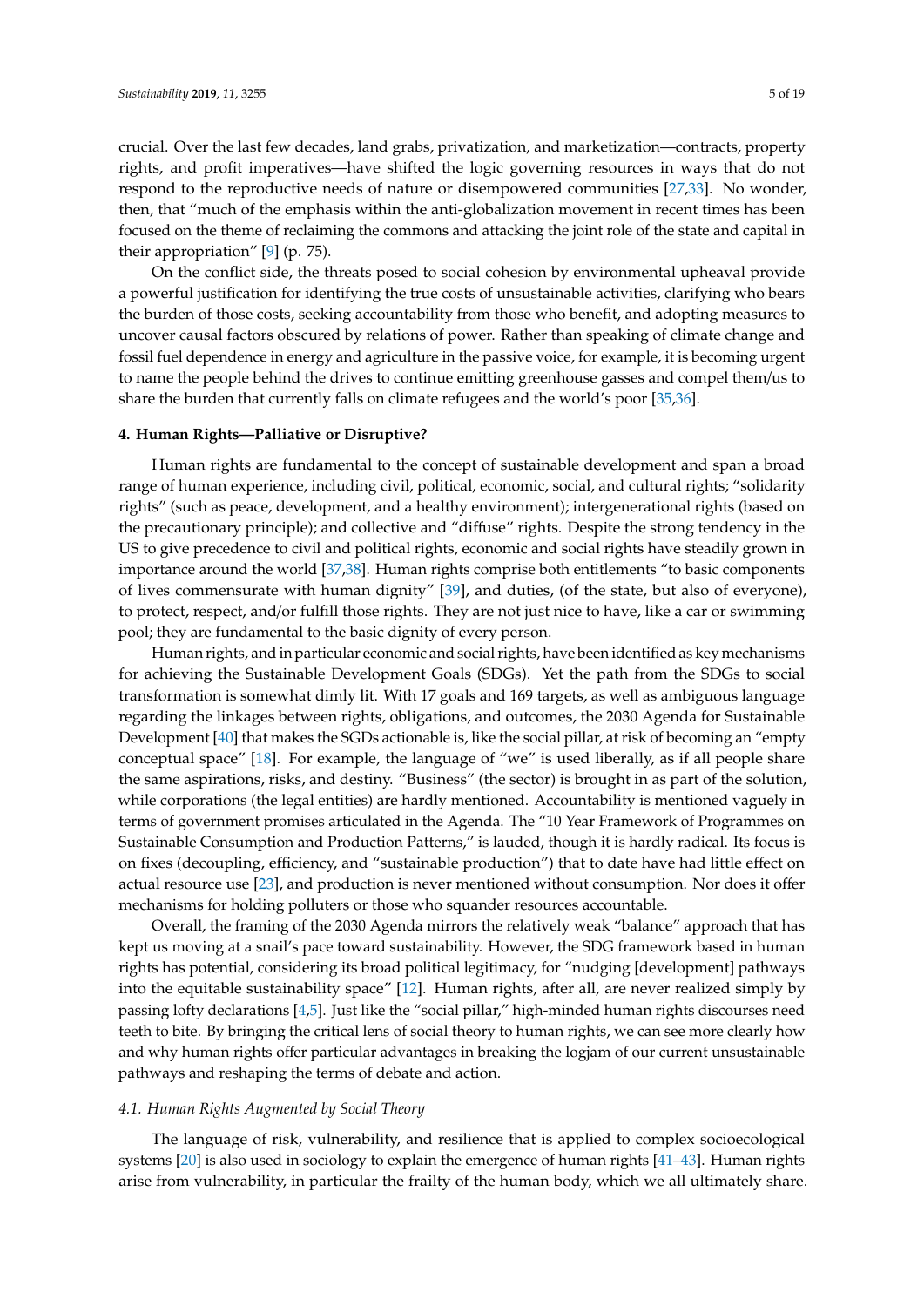crucial. Over the last few decades, land grabs, privatization, and marketization—contracts, property rights, and profit imperatives—have shifted the logic governing resources in ways that do not respond to the reproductive needs of nature or disempowered communities [27,33]. No wonder, then, that "much of the emphasis within the anti-globalization movement in recent times has been focused on the theme of reclaiming the commons and attacking the joint role of the state and capital in their appropriation" [9] (p. 75).

On the conflict side, the threats posed to social cohesion by environmental upheaval provide a powerful justification for identifying the true costs of unsustainable activities, clarifying who bears the burden of those costs, seeking accountability from those who benefit, and adopting measures to uncover causal factors obscured by relations of power. Rather than speaking of climate change and fossil fuel dependence in energy and agriculture in the passive voice, for example, it is becoming urgent to name the people behind the drives to continue emitting greenhouse gasses and compel them/us to share the burden that currently falls on climate refugees and the world's poor [35,36].

## 4. Human Rights—Palliative or Disruptive?

Human rights are fundamental to the concept of sustainable development and span a broad range of human experience, including civil, political, economic, social, and cultural rights; "solidarity rights" (such as peace, development, and a healthy environment); intergenerational rights (based on the precautionary principle); and collective and "diffuse" rights. Despite the strong tendency in the US to give precedence to civil and political rights, economic and social rights have steadily grown in importance around the world [37,38]. Human rights comprise both entitlements "to basic components of lives commensurate with human dignity" [39], and duties, (of the state, but also of everyone), to protect, respect, and/or fulfill those rights. They are not just nice to have, like a car or swimming pool; they are fundamental to the basic dignity of every person.

Human rights, and in particular economic and social rights, have been identified as key mechanisms for achieving the Sustainable Development Goals (SDGs). Yet the path from the SDGs to social transformation is somewhat dimly lit. With 17 goals and 169 targets, as well as ambiguous language regarding the linkages between rights, obligations, and outcomes, the 2030 Agenda for Sustainable Development [40] that makes the SGDs actionable is, like the social pillar, at risk of becoming an "empty conceptual space" [18]. For example, the language of "we" is used liberally, as if all people share the same aspirations, risks, and destiny. "Business" (the sector) is brought in as part of the solution, while corporations (the legal entities) are hardly mentioned. Accountability is mentioned vaguely in terms of government promises articulated in the Agenda. The "10 Year Framework of Programmes on Sustainable Consumption and Production Patterns," is lauded, though it is hardly radical. Its focus is on fixes (decoupling, efficiency, and "sustainable production") that to date have had little effect on actual resource use [23], and production is never mentioned without consumption. Nor does it offer mechanisms for holding polluters or those who squander resources accountable.

Overall, the framing of the 2030 Agenda mirrors the relatively weak "balance" approach that has kept us moving at a snail's pace toward sustainability. However, the SDG framework based in human rights has potential, considering its broad political legitimacy, for "nudging [development] pathways into the equitable sustainability space" [12]. Human rights, after all, are never realized simply by passing lofty declarations [4,5]. Just like the "social pillar," high-minded human rights discourses need teeth to bite. By bringing the critical lens of social theory to human rights, we can see more clearly how and why human rights offer particular advantages in breaking the logjam of our current unsustainable pathways and reshaping the terms of debate and action.

### *4.1. Human Rights Augmented by Social Theory*

The language of risk, vulnerability, and resilience that is applied to complex socioecological systems [20] is also used in sociology to explain the emergence of human rights [41–43]. Human rights arise from vulnerability, in particular the frailty of the human body, which we all ultimately share.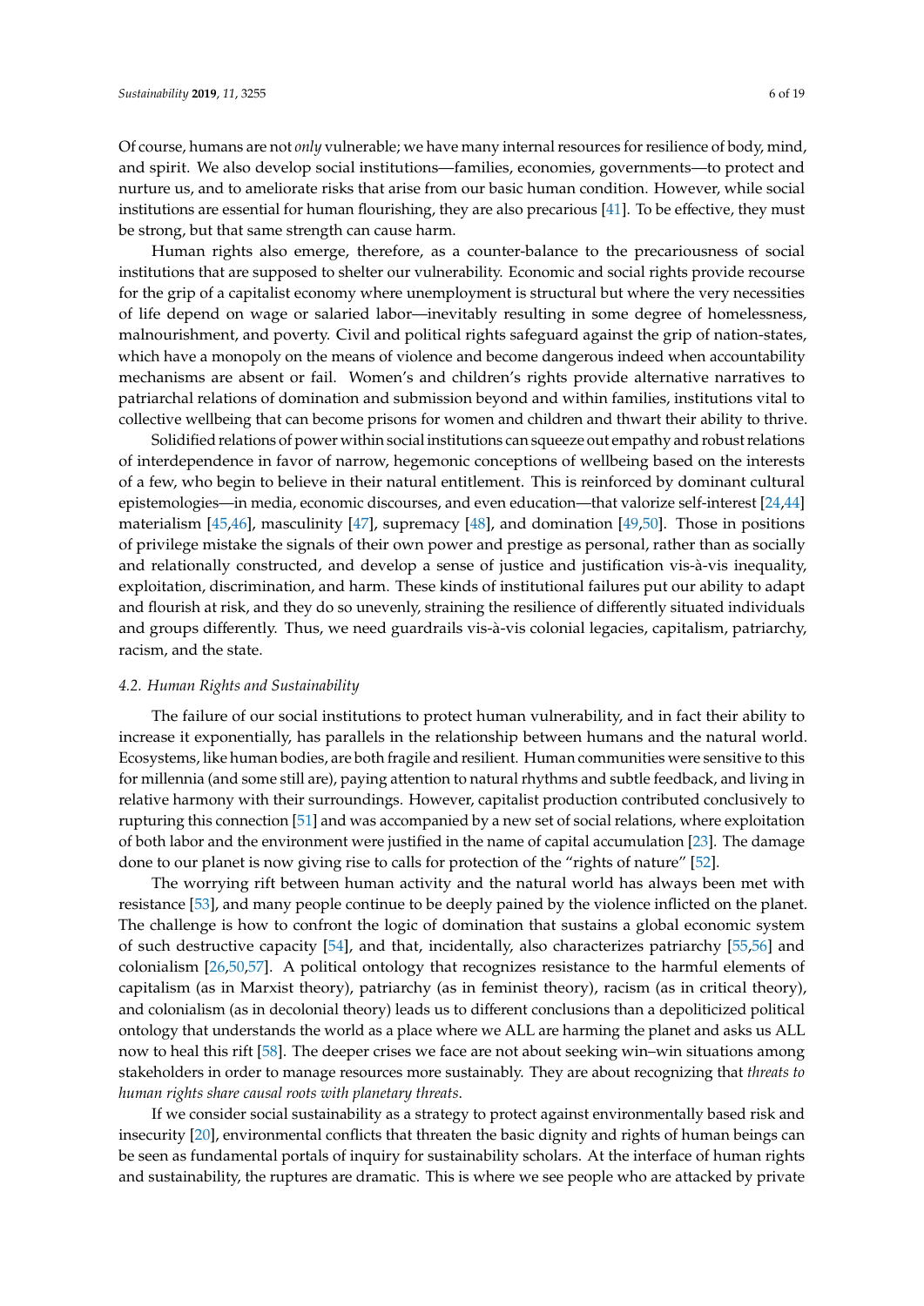Of course, humans are not *only* vulnerable; we have many internal resources for resilience of body, mind, and spirit. We also develop social institutions—families, economies, governments—to protect and nurture us, and to ameliorate risks that arise from our basic human condition. However, while social institutions are essential for human flourishing, they are also precarious [41]. To be effective, they must be strong, but that same strength can cause harm.

Human rights also emerge, therefore, as a counter-balance to the precariousness of social institutions that are supposed to shelter our vulnerability. Economic and social rights provide recourse for the grip of a capitalist economy where unemployment is structural but where the very necessities of life depend on wage or salaried labor—inevitably resulting in some degree of homelessness, malnourishment, and poverty. Civil and political rights safeguard against the grip of nation-states, which have a monopoly on the means of violence and become dangerous indeed when accountability mechanisms are absent or fail. Women's and children's rights provide alternative narratives to patriarchal relations of domination and submission beyond and within families, institutions vital to collective wellbeing that can become prisons for women and children and thwart their ability to thrive.

Solidified relations of power within social institutions can squeeze out empathy and robust relations of interdependence in favor of narrow, hegemonic conceptions of wellbeing based on the interests of a few, who begin to believe in their natural entitlement. This is reinforced by dominant cultural epistemologies—in media, economic discourses, and even education—that valorize self-interest [24,44] materialism [45,46], masculinity [47], supremacy [48], and domination [49,50]. Those in positions of privilege mistake the signals of their own power and prestige as personal, rather than as socially and relationally constructed, and develop a sense of justice and justification vis-à-vis inequality, exploitation, discrimination, and harm. These kinds of institutional failures put our ability to adapt and flourish at risk, and they do so unevenly, straining the resilience of differently situated individuals and groups differently. Thus, we need guardrails vis-à-vis colonial legacies, capitalism, patriarchy, racism, and the state.

### 4.2. Human Rights and Sustainability

The failure of our social institutions to protect human vulnerability, and in fact their ability to increase it exponentially, has parallels in the relationship between humans and the natural world. Ecosystems, like human bodies, are both fragile and resilient. Human communities were sensitive to this for millennia (and some still are), paying attention to natural rhythms and subtle feedback, and living in relative harmony with their surroundings. However, capitalist production contributed conclusively to rupturing this connection [51] and was accompanied by a new set of social relations, where exploitation of both labor and the environment were justified in the name of capital accumulation [23]. The damage done to our planet is now giving rise to calls for protection of the "rights of nature" [52].

The worrying rift between human activity and the natural world has always been met with resistance [53], and many people continue to be deeply pained by the violence inflicted on the planet. The challenge is how to confront the logic of domination that sustains a global economic system of such destructive capacity [54], and that, incidentally, also characterizes patriarchy [55,56] and colonialism [26,50,57]. A political ontology that recognizes resistance to the harmful elements of capitalism (as in Marxist theory), patriarchy (as in feminist theory), racism (as in critical theory), and colonialism (as in decolonial theory) leads us to different conclusions than a depoliticized political ontology that understands the world as a place where we ALL are harming the planet and asks us ALL now to heal this rift [58]. The deeper crises we face are not about seeking win–win situations among stakeholders in order to manage resources more sustainably. They are about recognizing that *threats to human rights share causal roots with planetary threats*.

If we consider social sustainability as a strategy to protect against environmentally based risk and insecurity [20], environmental conflicts that threaten the basic dignity and rights of human beings can be seen as fundamental portals of inquiry for sustainability scholars. At the interface of human rights and sustainability, the ruptures are dramatic. This is where we see people who are attacked by private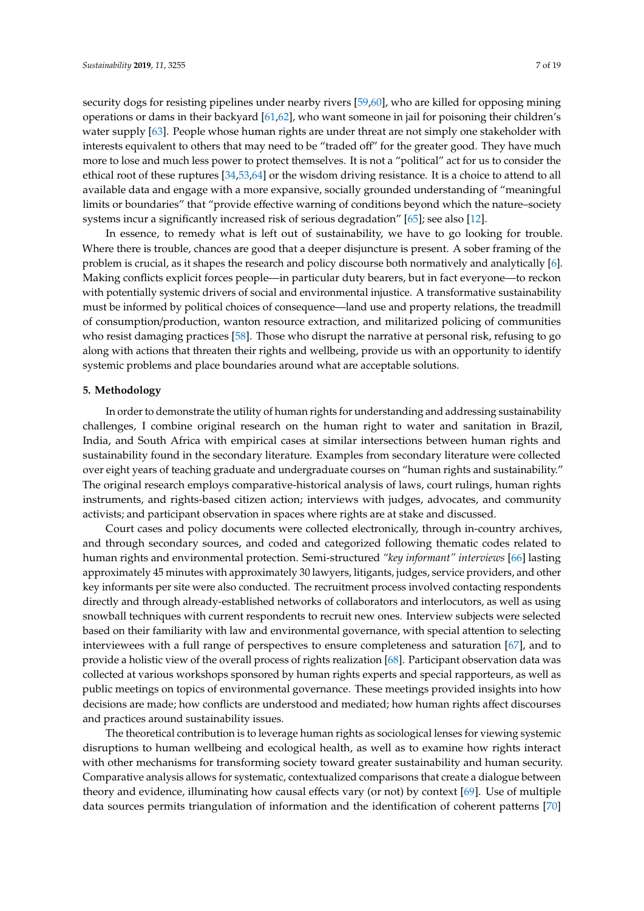security dogs for resisting pipelines under nearby rivers [59,60], who are killed for opposing mining operations or dams in their backyard [61,62], who want someone in jail for poisoning their children's water supply [63]. People whose human rights are under threat are not simply one stakeholder with interests equivalent to others that may need to be "traded off" for the greater good. They have much more to lose and much less power to protect themselves. It is not a "political" act for us to consider the ethical root of these ruptures [34,53,64] or the wisdom driving resistance. It is a choice to attend to all available data and engage with a more expansive, socially grounded understanding of "meaningful limits or boundaries" that "provide effective warning of conditions beyond which the nature–society systems incur a significantly increased risk of serious degradation" [65]; see also [12].

In essence, to remedy what is left out of sustainability, we have to go looking for trouble. Where there is trouble, chances are good that a deeper disjuncture is present. A sober framing of the problem is crucial, as it shapes the research and policy discourse both normatively and analytically [6]. Making conflicts explicit forces people—in particular duty bearers, but in fact everyone—to reckon with potentially systemic drivers of social and environmental injustice. A transformative sustainability must be informed by political choices of consequence—land use and property relations, the treadmill of consumption/production, wanton resource extraction, and militarized policing of communities who resist damaging practices [58]. Those who disrupt the narrative at personal risk, refusing to go along with actions that threaten their rights and wellbeing, provide us with an opportunity to identify systemic problems and place boundaries around what are acceptable solutions.

## 5. Methodology

In order to demonstrate the utility of human rights for understanding and addressing sustainability challenges, I combine original research on the human right to water and sanitation in Brazil, India, and South Africa with empirical cases at similar intersections between human rights and sustainability found in the secondary literature. Examples from secondary literature were collected over eight years of teaching graduate and undergraduate courses on "human rights and sustainability." The original research employs comparative-historical analysis of laws, court rulings, human rights instruments, and rights-based citizen action; interviews with judges, advocates, and community activists; and participant observation in spaces where rights are at stake and discussed.

Court cases and policy documents were collected electronically, through in-country archives, and through secondary sources, and coded and categorized following thematic codes related to human rights and environmental protection. Semi-structured *"key informant" interviews* [66] lasting approximately 45 minutes with approximately 30 lawyers, litigants, judges, service providers, and other key informants per site were also conducted. The recruitment process involved contacting respondents directly and through already-established networks of collaborators and interlocutors, as well as using snowball techniques with current respondents to recruit new ones. Interview subjects were selected based on their familiarity with law and environmental governance, with special attention to selecting interviewees with a full range of perspectives to ensure completeness and saturation [67], and to provide a holistic view of the overall process of rights realization [68]. Participant observation data was collected at various workshops sponsored by human rights experts and special rapporteurs, as well as public meetings on topics of environmental governance. These meetings provided insights into how decisions are made; how conflicts are understood and mediated; how human rights affect discourses and practices around sustainability issues.

The theoretical contribution is to leverage human rights as sociological lenses for viewing systemic disruptions to human wellbeing and ecological health, as well as to examine how rights interact with other mechanisms for transforming society toward greater sustainability and human security. Comparative analysis allows for systematic, contextualized comparisons that create a dialogue between theory and evidence, illuminating how causal effects vary (or not) by context [69]. Use of multiple data sources permits triangulation of information and the identification of coherent patterns [70]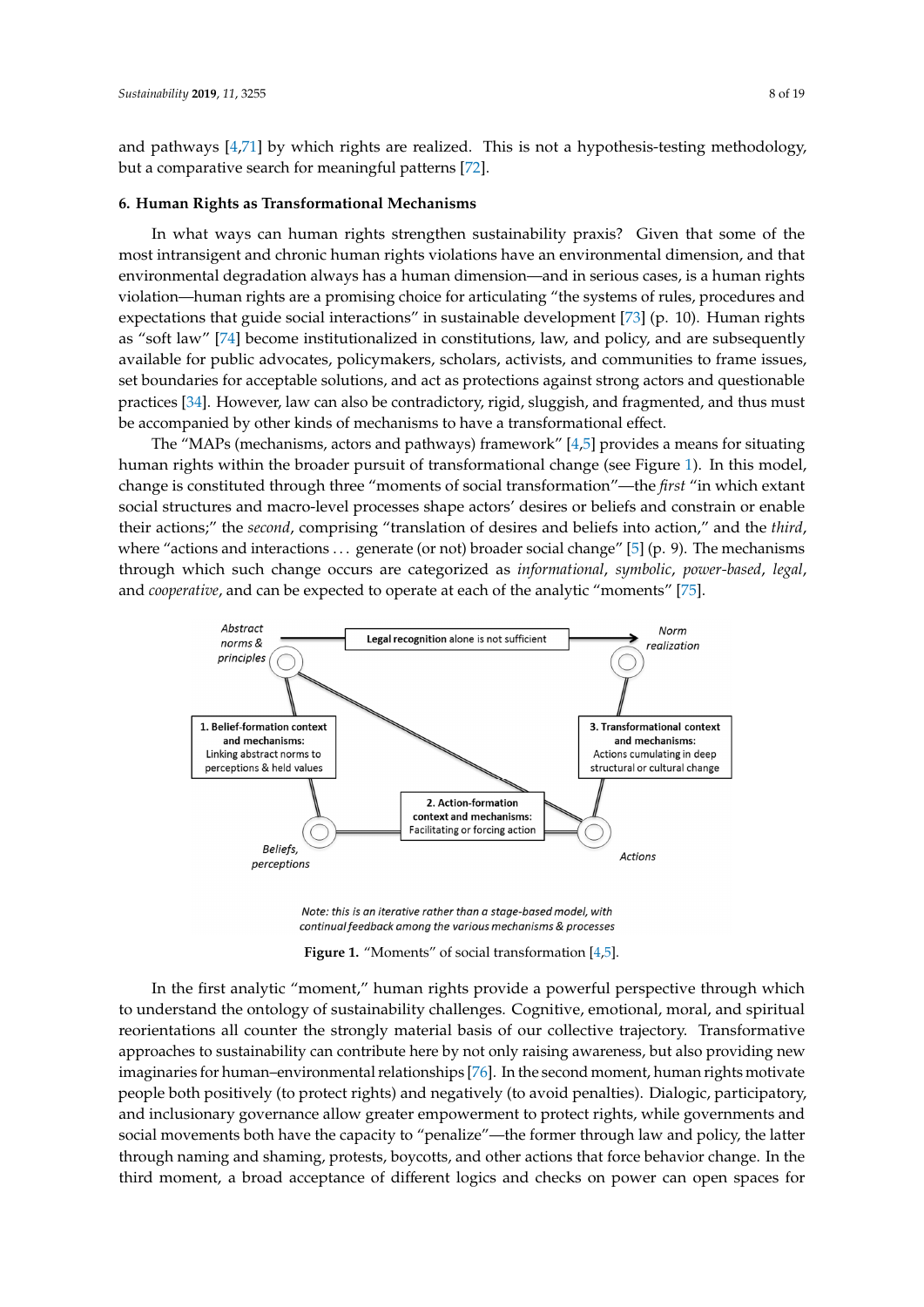and pathways [4,71] by which rights are realized. This is not a hypothesis-testing methodology, but a comparative search for meaningful patterns [72].

## 6. Human Rights as Transformational Mechanisms

In what ways can human rights strengthen sustainability praxis? Given that some of the most intransigent and chronic human rights violations have an environmental dimension, and that environmental degradation always has a human dimension—and in serious cases, is a human rights violation—human rights are a promising choice for articulating "the systems of rules, procedures and expectations that guide social interactions" in sustainable development [73] (p. 10). Human rights as "soft law" [74] become institutionalized in constitutions, law, and policy, and are subsequently available for public advocates, policymakers, scholars, activists, and communities to frame issues, set boundaries for acceptable solutions, and act as protections against strong actors and questionable practices [34]. However, law can also be contradictory, rigid, sluggish, and fragmented, and thus must be accompanied by other kinds of mechanisms to have a transformational effect.

The "MAPs (mechanisms, actors and pathways) framework" [4,5] provides a means for situating human rights within the broader pursuit of transformational change (see Figure 1). In this model, change is constituted through three "moments of social transformation"—the *first* "in which extant social structures and macro-level processes shape actors' desires or beliefs and constrain or enable their actions;" the *second*, comprising "translation of desires and beliefs into action," and the *third*, where "actions and interactions ... generate (or not) broader social change" [5] (p. 9). The mechanisms through which such change occurs are categorized as *informational*, *symbolic*, *power-based*, *legal*, and *cooperative*, and can be expected to operate at each of the analytic "moments" [75].

**Figure 1.** "Moments" of social transformation [4,5].

In the first analytic "moment," human rights provide a powerful perspective through which to understand the ontology of sustainability challenges. Cognitive, emotional, moral, and spiritual reorientations all counter the strongly material basis of our collective trajectory. Transformative approaches to sustainability can contribute here by not only raising awareness, but also providing new imaginaries for human–environmental relationships [76]. In the second moment, human rights motivate people both positively (to protect rights) and negatively (to avoid penalties). Dialogic, participatory, and inclusionary governance allow greater empowerment to protect rights, while governments and social movements both have the capacity to "penalize"—the former through law and policy, the latter through naming and shaming, protests, boycotts, and other actions that force behavior change. In the third moment, a broad acceptance of different logics and checks on power can open spaces for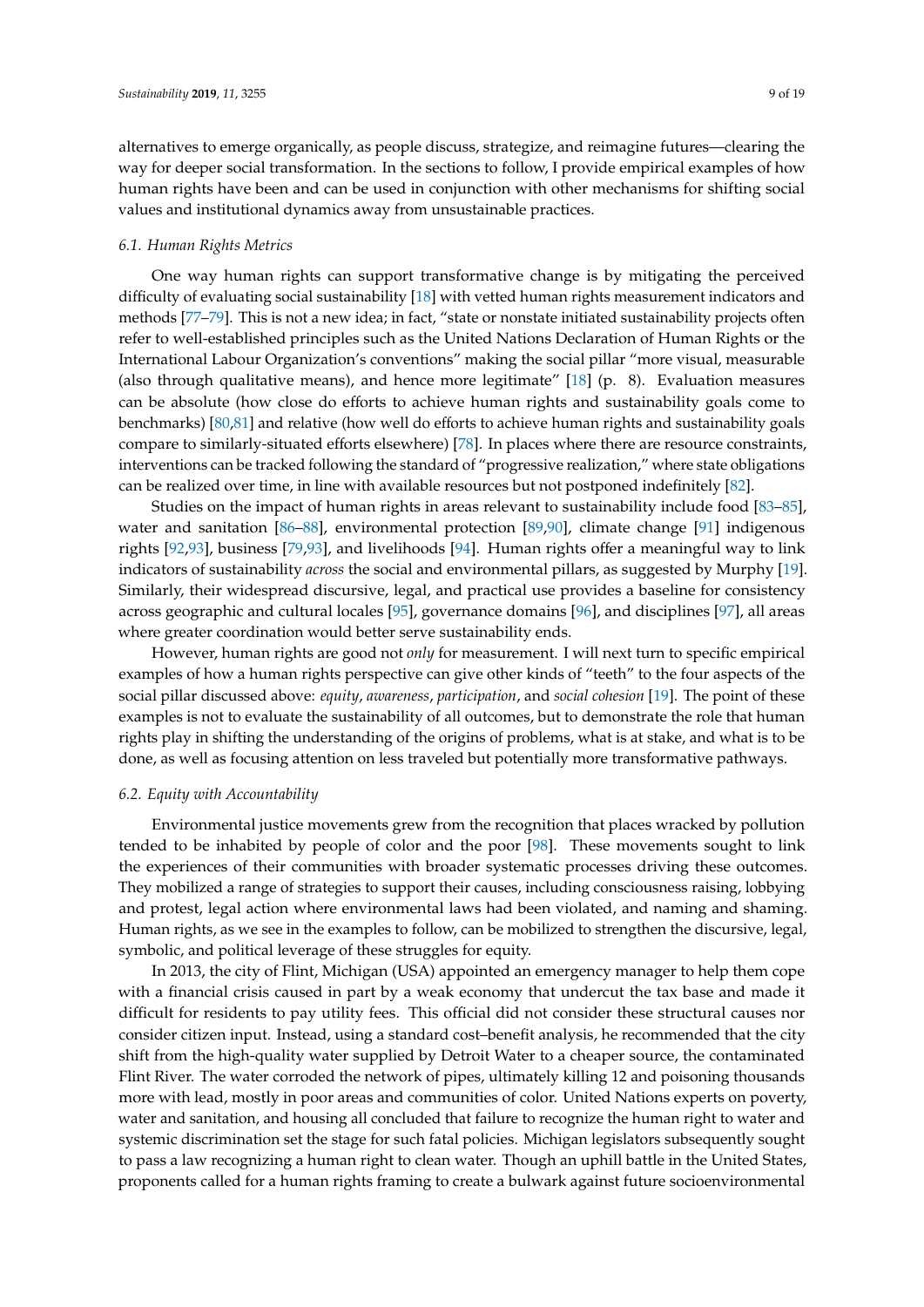alternatives to emerge organically, as people discuss, strategize, and reimagine futures—clearing the way for deeper social transformation. In the sections to follow, I provide empirical examples of how human rights have been and can be used in conjunction with other mechanisms for shifting social values and institutional dynamics away from unsustainable practices.

### *6.1. Human Rights Metrics*

One way human rights can support transformative change is by mitigating the perceived difficulty of evaluating social sustainability [18] with vetted human rights measurement indicators and methods [77–79]. This is not a new idea; in fact, "state or nonstate initiated sustainability projects often refer to well-established principles such as the United Nations Declaration of Human Rights or the International Labour Organization's conventions" making the social pillar "more visual, measurable (also through qualitative means), and hence more legitimate" [18] (p. 8). Evaluation measures can be absolute (how close do efforts to achieve human rights and sustainability goals come to benchmarks) [80,81] and relative (how well do efforts to achieve human rights and sustainability goals compare to similarly-situated efforts elsewhere) [78]. In places where there are resource constraints, interventions can be tracked following the standard of "progressive realization," where state obligations can be realized over time, in line with available resources but not postponed indefinitely [82].

Studies on the impact of human rights in areas relevant to sustainability include food [83–85], water and sanitation [86–88], environmental protection [89,90], climate change [91] indigenous rights [92,93], business [79,93], and livelihoods [94]. Human rights offer a meaningful way to link indicators of sustainability *across* the social and environmental pillars, as suggested by Murphy [19]. Similarly, their widespread discursive, legal, and practical use provides a baseline for consistency across geographic and cultural locales [95], governance domains [96], and disciplines [97], all areas where greater coordination would better serve sustainability ends.

However, human rights are good not *only* for measurement. I will next turn to specific empirical examples of how a human rights perspective can give other kinds of "teeth" to the four aspects of the social pillar discussed above: *equity*, *awareness*, *participation*, and *social cohesion* [19]. The point of these examples is not to evaluate the sustainability of all outcomes, but to demonstrate the role that human rights play in shifting the understanding of the origins of problems, what is at stake, and what is to be done, as well as focusing attention on less traveled but potentially more transformative pathways.

### *6.2. Equity with Accountability*

Environmental justice movements grew from the recognition that places wracked by pollution tended to be inhabited by people of color and the poor [98]. These movements sought to link the experiences of their communities with broader systematic processes driving these outcomes. They mobilized a range of strategies to support their causes, including consciousness raising, lobbying and protest, legal action where environmental laws had been violated, and naming and shaming. Human rights, as we see in the examples to follow, can be mobilized to strengthen the discursive, legal, symbolic, and political leverage of these struggles for equity.

In 2013, the city of Flint, Michigan (USA) appointed an emergency manager to help them cope with a financial crisis caused in part by a weak economy that undercut the tax base and made it difficult for residents to pay utility fees. This official did not consider these structural causes nor consider citizen input. Instead, using a standard cost–benefit analysis, he recommended that the city shift from the high-quality water supplied by Detroit Water to a cheaper source, the contaminated Flint River. The water corroded the network of pipes, ultimately killing 12 and poisoning thousands more with lead, mostly in poor areas and communities of color. United Nations experts on poverty, water and sanitation, and housing all concluded that failure to recognize the human right to water and systemic discrimination set the stage for such fatal policies. Michigan legislators subsequently sought to pass a law recognizing a human right to clean water. Though an uphill battle in the United States, proponents called for a human rights framing to create a bulwark against future socioenvironmental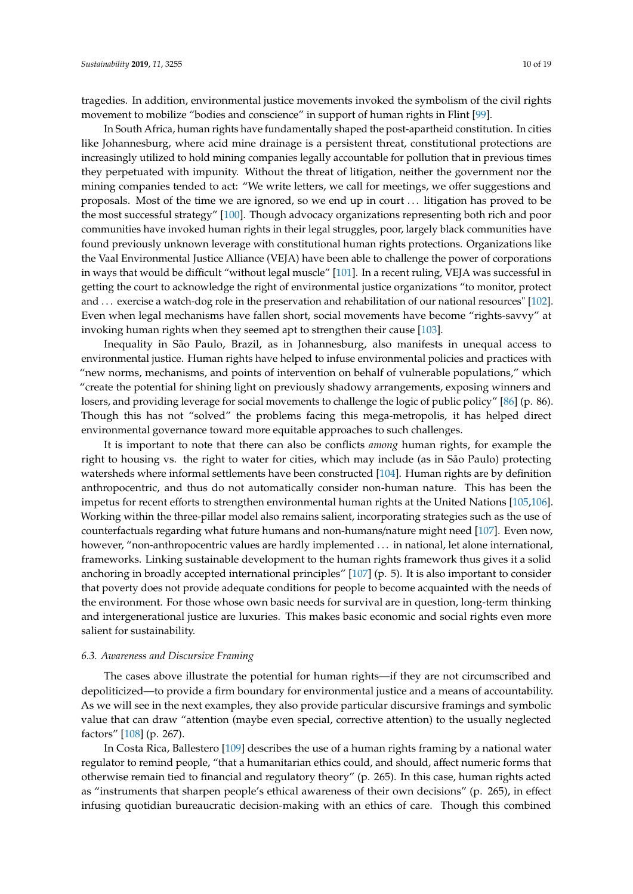tragedies. In addition, environmental justice movements invoked the symbolism of the civil rights movement to mobilize "bodies and conscience" in support of human rights in Flint [99].

In South Africa, human rights have fundamentally shaped the post-apartheid constitution. In cities like Johannesburg, where acid mine drainage is a persistent threat, constitutional protections are increasingly utilized to hold mining companies legally accountable for pollution that in previous times they perpetuated with impunity. Without the threat of litigation, neither the government nor the mining companies tended to act: "We write letters, we call for meetings, we offer suggestions and proposals. Most of the time we are ignored, so we end up in court ... litigation has proved to be the most successful strategy" [100]. Though advocacy organizations representing both rich and poor communities have invoked human rights in their legal struggles, poor, largely black communities have found previously unknown leverage with constitutional human rights protections. Organizations like the Vaal Environmental Justice Alliance (VEJA) have been able to challenge the power of corporations in ways that would be difficult "without legal muscle" [101]. In a recent ruling, VEJA was successful in getting the court to acknowledge the right of environmental justice organizations "to monitor, protect and ... exercise a watch-dog role in the preservation and rehabilitation of our national resources" [102]. Even when legal mechanisms have fallen short, social movements have become "rights-savvy" at invoking human rights when they seemed apt to strengthen their cause [103].

Inequality in São Paulo, Brazil, as in Johannesburg, also manifests in unequal access to environmental justice. Human rights have helped to infuse environmental policies and practices with "new norms, mechanisms, and points of intervention on behalf of vulnerable populations," which "create the potential for shining light on previously shadowy arrangements, exposing winners and losers, and providing leverage for social movements to challenge the logic of public policy" [86] (p. 86). Though this has not "solved" the problems facing this mega-metropolis, it has helped direct environmental governance toward more equitable approaches to such challenges.

It is important to note that there can also be conflicts *among* human rights, for example the right to housing vs. the right to water for cities, which may include (as in São Paulo) protecting watersheds where informal settlements have been constructed [104]. Human rights are by definition anthropocentric, and thus do not automatically consider non-human nature. This has been the impetus for recent efforts to strengthen environmental human rights at the United Nations [105,106]. Working within the three-pillar model also remains salient, incorporating strategies such as the use of counterfactuals regarding what future humans and non-humans/nature might need [107]. Even now, however, "non-anthropocentric values are hardly implemented ... in national, let alone international, frameworks. Linking sustainable development to the human rights framework thus gives it a solid anchoring in broadly accepted international principles" [107] (p. 5). It is also important to consider that poverty does not provide adequate conditions for people to become acquainted with the needs of the environment. For those whose own basic needs for survival are in question, long-term thinking and intergenerational justice are luxuries. This makes basic economic and social rights even more salient for sustainability.

### *6.3. Awareness and Discursive Framing*

The cases above illustrate the potential for human rights—if they are not circumscribed and depoliticized—to provide a firm boundary for environmental justice and a means of accountability. As we will see in the next examples, they also provide particular discursive framings and symbolic value that can draw "attention (maybe even special, corrective attention) to the usually neglected factors" [108] (p. 267).

In Costa Rica, Ballestero [109] describes the use of a human rights framing by a national water regulator to remind people, "that a humanitarian ethics could, and should, affect numeric forms that otherwise remain tied to financial and regulatory theory" (p. 265). In this case, human rights acted as "instruments that sharpen people's ethical awareness of their own decisions" (p. 265), in effect infusing quotidian bureaucratic decision-making with an ethics of care. Though this combined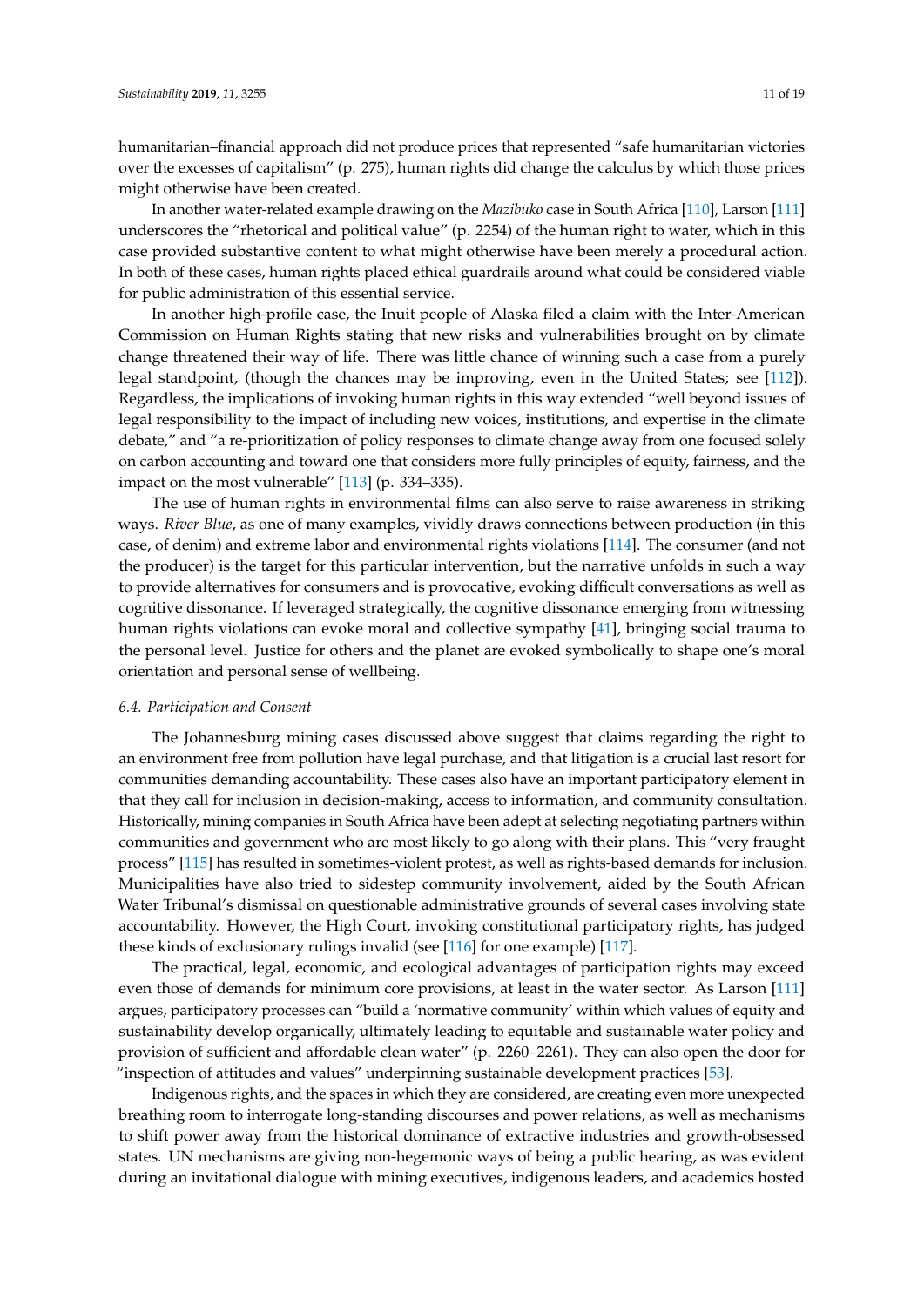humanitarian–financial approach did not produce prices that represented "safe humanitarian victories over the excesses of capitalism" (p. 275), human rights did change the calculus by which those prices might otherwise have been created.

In another water-related example drawing on the *Mazibuko* case in South Africa [110], Larson [111] underscores the "rhetorical and political value" (p. 2254) of the human right to water, which in this case provided substantive content to what might otherwise have been merely a procedural action. In both of these cases, human rights placed ethical guardrails around what could be considered viable for public administration of this essential service.

In another high-profile case, the Inuit people of Alaska filed a claim with the Inter-American Commission on Human Rights stating that new risks and vulnerabilities brought on by climate change threatened their way of life. There was little chance of winning such a case from a purely legal standpoint, (though the chances may be improving, even in the United States; see [112]). Regardless, the implications of invoking human rights in this way extended "well beyond issues of legal responsibility to the impact of including new voices, institutions, and expertise in the climate debate," and "a re-prioritization of policy responses to climate change away from one focused solely on carbon accounting and toward one that considers more fully principles of equity, fairness, and the impact on the most vulnerable" [113] (p. 334–335).

The use of human rights in environmental films can also serve to raise awareness in striking ways. *River Blue*, as one of many examples, vividly draws connections between production (in this case, of denim) and extreme labor and environmental rights violations [114]. The consumer (and not the producer) is the target for this particular intervention, but the narrative unfolds in such a way to provide alternatives for consumers and is provocative, evoking difficult conversations as well as cognitive dissonance. If leveraged strategically, the cognitive dissonance emerging from witnessing human rights violations can evoke moral and collective sympathy [41], bringing social trauma to the personal level. Justice for others and the planet are evoked symbolically to shape one's moral orientation and personal sense of wellbeing.

### *6.4. Participation and Consent*

The Johannesburg mining cases discussed above suggest that claims regarding the right to an environment free from pollution have legal purchase, and that litigation is a crucial last resort for communities demanding accountability. These cases also have an important participatory element in that they call for inclusion in decision-making, access to information, and community consultation. Historically, mining companies in South Africa have been adept at selecting negotiating partners within communities and government who are most likely to go along with their plans. This "very fraught process" [115] has resulted in sometimes-violent protest, as well as rights-based demands for inclusion. Municipalities have also tried to sidestep community involvement, aided by the South African Water Tribunal's dismissal on questionable administrative grounds of several cases involving state accountability. However, the High Court, invoking constitutional participatory rights, has judged these kinds of exclusionary rulings invalid (see [116] for one example) [117].

The practical, legal, economic, and ecological advantages of participation rights may exceed even those of demands for minimum core provisions, at least in the water sector. As Larson [111] argues, participatory processes can "build a 'normative community' within which values of equity and sustainability develop organically, ultimately leading to equitable and sustainable water policy and provision of sufficient and affordable clean water" (p. 2260–2261). They can also open the door for "inspection of attitudes and values" underpinning sustainable development practices [53].

Indigenous rights, and the spaces in which they are considered, are creating even more unexpected breathing room to interrogate long-standing discourses and power relations, as well as mechanisms to shift power away from the historical dominance of extractive industries and growth-obsessed states. UN mechanisms are giving non-hegemonic ways of being a public hearing, as was evident during an invitational dialogue with mining executives, indigenous leaders, and academics hosted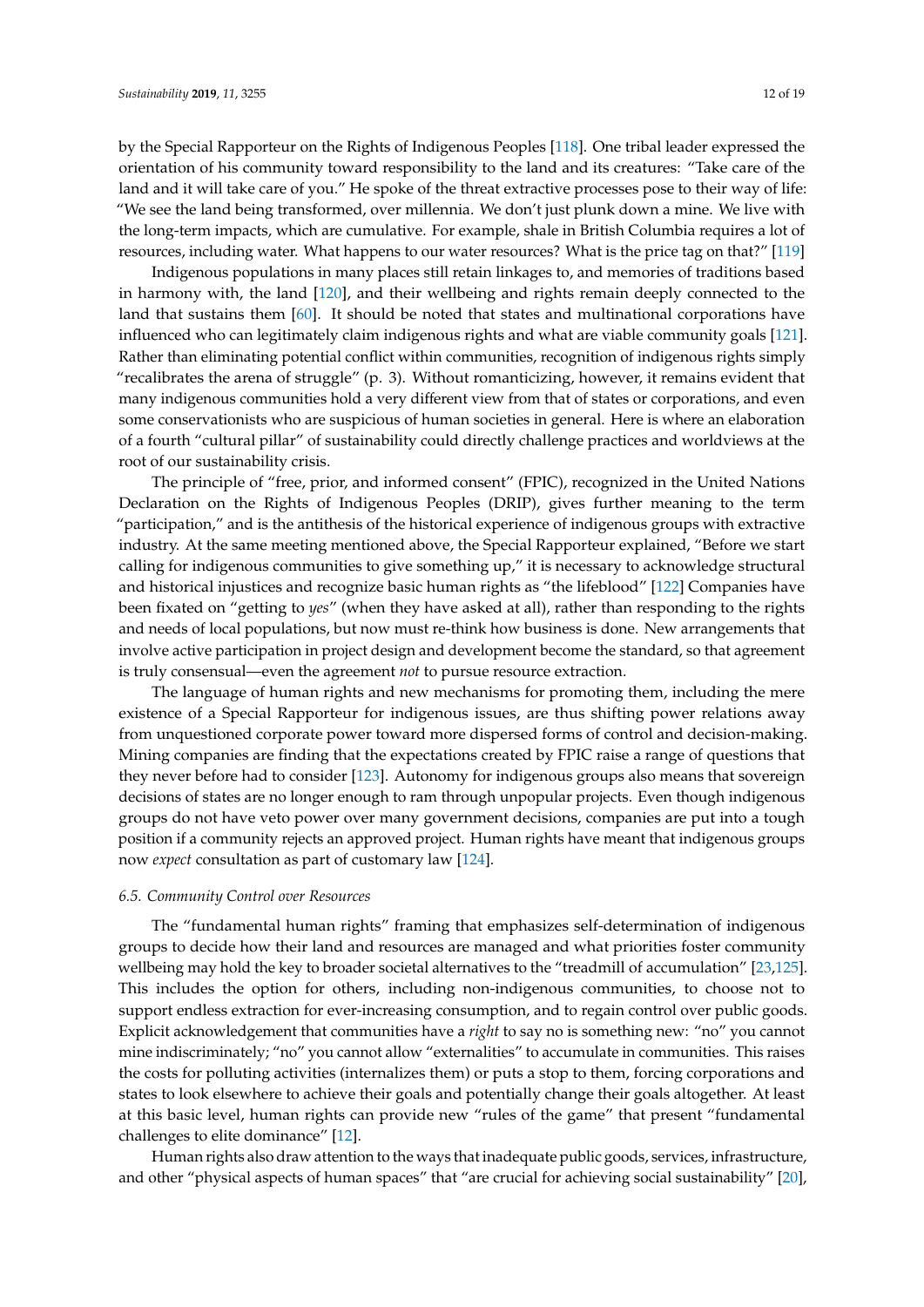by the Special Rapporteur on the Rights of Indigenous Peoples [118]. One tribal leader expressed the orientation of his community toward responsibility to the land and its creatures: "Take care of the land and it will take care of you." He spoke of the threat extractive processes pose to their way of life: "We see the land being transformed, over millennia. We don't just plunk down a mine. We live with the long-term impacts, which are cumulative. For example, shale in British Columbia requires a lot of resources, including water. What happens to our water resources? What is the price tag on that?" [119]

Indigenous populations in many places still retain linkages to, and memories of traditions based in harmony with, the land [120], and their wellbeing and rights remain deeply connected to the land that sustains them [60]. It should be noted that states and multinational corporations have influenced who can legitimately claim indigenous rights and what are viable community goals [121]. Rather than eliminating potential conflict within communities, recognition of indigenous rights simply "recalibrates the arena of struggle" (p. 3). Without romanticizing, however, it remains evident that many indigenous communities hold a very different view from that of states or corporations, and even some conservationists who are suspicious of human societies in general. Here is where an elaboration of a fourth "cultural pillar" of sustainability could directly challenge practices and worldviews at the root of our sustainability crisis.

The principle of "free, prior, and informed consent" (FPIC), recognized in the United Nations Declaration on the Rights of Indigenous Peoples (DRIP), gives further meaning to the term "participation," and is the antithesis of the historical experience of indigenous groups with extractive industry. At the same meeting mentioned above, the Special Rapporteur explained, "Before we start calling for indigenous communities to give something up," it is necessary to acknowledge structural and historical injustices and recognize basic human rights as "the lifeblood" [122] Companies have been fixated on "getting to *yes*" (when they have asked at all), rather than responding to the rights and needs of local populations, but now must re-think how business is done. New arrangements that involve active participation in project design and development become the standard, so that agreement is truly consensual—even the agreement *not* to pursue resource extraction.

The language of human rights and new mechanisms for promoting them, including the mere existence of a Special Rapporteur for indigenous issues, are thus shifting power relations away from unquestioned corporate power toward more dispersed forms of control and decision-making. Mining companies are finding that the expectations created by FPIC raise a range of questions that they never before had to consider [123]. Autonomy for indigenous groups also means that sovereign decisions of states are no longer enough to ram through unpopular projects. Even though indigenous groups do not have veto power over many government decisions, companies are put into a tough position if a community rejects an approved project. Human rights have meant that indigenous groups now *expect* consultation as part of customary law [124].

### *6.5. Community Control over Resources*

The "fundamental human rights" framing that emphasizes self-determination of indigenous groups to decide how their land and resources are managed and what priorities foster community wellbeing may hold the key to broader societal alternatives to the "treadmill of accumulation" [23,125]. This includes the option for others, including non-indigenous communities, to choose not to support endless extraction for ever-increasing consumption, and to regain control over public goods. Explicit acknowledgement that communities have a *right* to say no is something new: "no" you cannot mine indiscriminately; "no" you cannot allow "externalities" to accumulate in communities. This raises the costs for polluting activities (internalizes them) or puts a stop to them, forcing corporations and states to look elsewhere to achieve their goals and potentially change their goals altogether. At least at this basic level, human rights can provide new "rules of the game" that present "fundamental challenges to elite dominance" [12].

Human rights also draw attention to the ways that inadequate public goods, services, infrastructure, and other "physical aspects of human spaces" that "are crucial for achieving social sustainability" [20],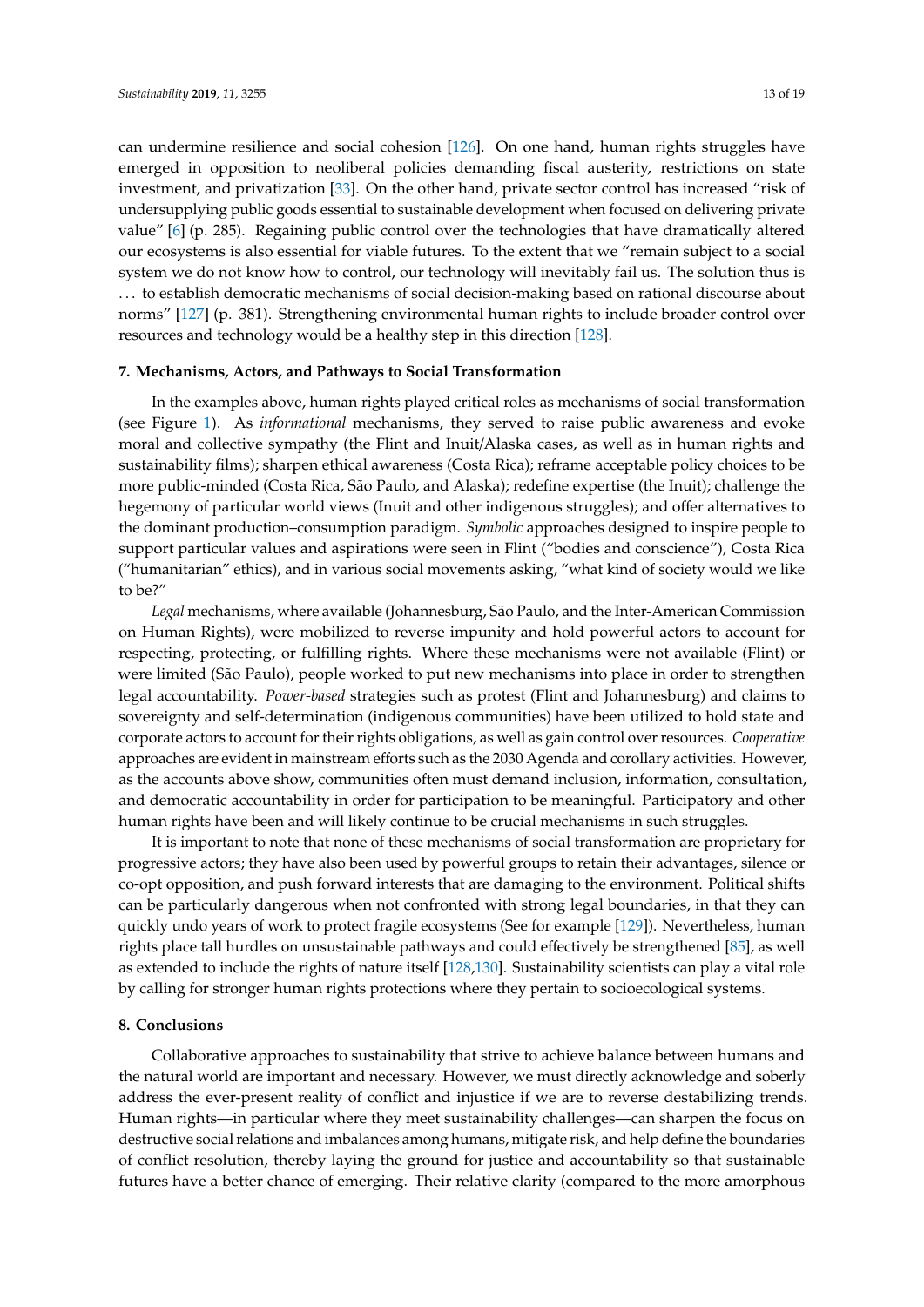can undermine resilience and social cohesion [126]. On one hand, human rights struggles have emerged in opposition to neoliberal policies demanding fiscal austerity, restrictions on state investment, and privatization [33]. On the other hand, private sector control has increased "risk of undersupplying public goods essential to sustainable development when focused on delivering private value" [6] (p. 285). Regaining public control over the technologies that have dramatically altered our ecosystems is also essential for viable futures. To the extent that we "remain subject to a social system we do not know how to control, our technology will inevitably fail us. The solution thus is ... to establish democratic mechanisms of social decision-making based on rational discourse about norms" [127] (p. 381). Strengthening environmental human rights to include broader control over resources and technology would be a healthy step in this direction [128].

## 7. Mechanisms, Actors, and Pathways to Social Transformation

In the examples above, human rights played critical roles as mechanisms of social transformation (see Figure 1). As *informational* mechanisms, they served to raise public awareness and evoke moral and collective sympathy (the Flint and Inuit/Alaska cases, as well as in human rights and sustainability films); sharpen ethical awareness (Costa Rica); reframe acceptable policy choices to be more public-minded (Costa Rica, São Paulo, and Alaska); redefine expertise (the Inuit); challenge the hegemony of particular world views (Inuit and other indigenous struggles); and offer alternatives to the dominant production–consumption paradigm. *Symbolic* approaches designed to inspire people to support particular values and aspirations were seen in Flint ("bodies and conscience"), Costa Rica ("humanitarian" ethics), and in various social movements asking, "what kind of society would we like to be?"

*Legal* mechanisms, where available (Johannesburg, São Paulo, and the Inter-American Commission on Human Rights), were mobilized to reverse impunity and hold powerful actors to account for respecting, protecting, or fulfilling rights. Where these mechanisms were not available (Flint) or were limited (São Paulo), people worked to put new mechanisms into place in order to strengthen legal accountability. *Power-based* strategies such as protest (Flint and Johannesburg) and claims to sovereignty and self-determination (indigenous communities) have been utilized to hold state and corporate actors to account for their rights obligations, as well as gain control over resources. *Cooperative* approaches are evident in mainstream efforts such as the 2030 Agenda and corollary activities. However, as the accounts above show, communities often must demand inclusion, information, consultation, and democratic accountability in order for participation to be meaningful. Participatory and other human rights have been and will likely continue to be crucial mechanisms in such struggles.

It is important to note that none of these mechanisms of social transformation are proprietary for progressive actors; they have also been used by powerful groups to retain their advantages, silence or co-opt opposition, and push forward interests that are damaging to the environment. Political shifts can be particularly dangerous when not confronted with strong legal boundaries, in that they can quickly undo years of work to protect fragile ecosystems (See for example [129]). Nevertheless, human rights place tall hurdles on unsustainable pathways and could effectively be strengthened [85], as well as extended to include the rights of nature itself [128,130]. Sustainability scientists can play a vital role by calling for stronger human rights protections where they pertain to socioecological systems.

## 8. Conclusions

Collaborative approaches to sustainability that strive to achieve balance between humans and the natural world are important and necessary. However, we must directly acknowledge and soberly address the ever-present reality of conflict and injustice if we are to reverse destabilizing trends. Human rights—in particular where they meet sustainability challenges—can sharpen the focus on destructive social relations and imbalances among humans, mitigate risk, and help define the boundaries of conflict resolution, thereby laying the ground for justice and accountability so that sustainable futures have a better chance of emerging. Their relative clarity (compared to the more amorphous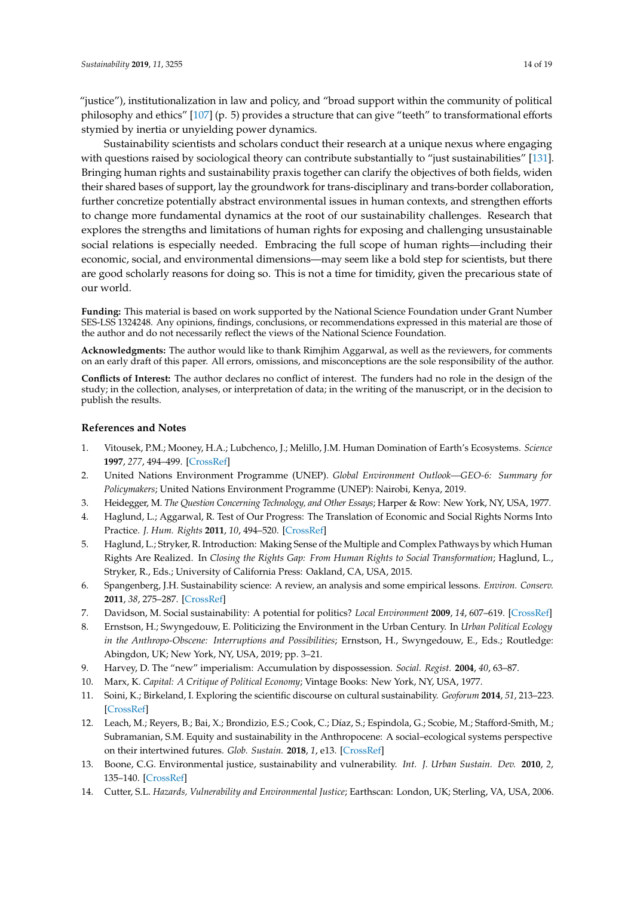"justice"), institutionalization in law and policy, and "broad support within the community of political philosophy and ethics" [107] (p. 5) provides a structure that can give "teeth" to transformational efforts stymied by inertia or unyielding power dynamics.

Sustainability scientists and scholars conduct their research at a unique nexus where engaging with questions raised by sociological theory can contribute substantially to "just sustainabilities" [131]. Bringing human rights and sustainability praxis together can clarify the objectives of both fields, widen their shared bases of support, lay the groundwork for trans-disciplinary and trans-border collaboration, further concretize potentially abstract environmental issues in human contexts, and strengthen efforts to change more fundamental dynamics at the root of our sustainability challenges. Research that explores the strengths and limitations of human rights for exposing and challenging unsustainable social relations is especially needed. Embracing the full scope of human rights—including their economic, social, and environmental dimensions—may seem like a bold step for scientists, but there are good scholarly reasons for doing so. This is not a time for timidity, given the precarious state of our world.

**Funding:** This material is based on work supported by the National Science Foundation under Grant Number SES-LSS 1324248. Any opinions, findings, conclusions, or recommendations expressed in this material are those of the author and do not necessarily reflect the views of the National Science Foundation.

**Acknowledgments:** The author would like to thank Rimjhim Aggarwal, as well as the reviewers, for comments on an early draft of this paper. All errors, omissions, and misconceptions are the sole responsibility of the author.

**Conflicts of Interest:** The author declares no conflict of interest. The funders had no role in the design of the study; in the collection, analyses, or interpretation of data; in the writing of the manuscript, or in the decision to publish the results.

### References and Notes

1. Vitousek, P.M.; Mooney, H.A.; Lubchenco, J.; Melillo, J.M. Human Domination of Earth's Ecosystems. *Science* **1997**, *277*, 494–499. [CrossRef]
2. United Nations Environment Programme (UNEP). *Global Environment Outlook—GEO-6: Summary for Policymakers*; United Nations Environment Programme (UNEP): Nairobi, Kenya, 2019.
3. Heidegger, M. *The Question Concerning Technology, and Other Essays*; Harper & Row: New York, NY, USA, 1977.
4. Haglund, L.; Aggarwal, R. Test of Our Progress: The Translation of Economic and Social Rights Norms Into Practice. *J. Hum. Rights* **2011**, *10*, 494–520. [CrossRef]
5. Haglund, L.; Stryker, R. Introduction: Making Sense of the Multiple and Complex Pathways by which Human Rights Are Realized. In *Closing the Rights Gap: From Human Rights to Social Transformation*; Haglund, L., Stryker, R., Eds.; University of California Press: Oakland, CA, USA, 2015.
6. Spangenberg, J.H. Sustainability science: A review, an analysis and some empirical lessons. *Environ. Conserv.* **2011**, *38*, 275–287. [CrossRef]
7. Davidson, M. Social sustainability: A potential for politics? *Local Environment* **2009**, *14*, 607–619. [CrossRef]
8. Ernstson, H.; Swyngedouw, E. Politicizing the Environment in the Urban Century. In *Urban Political Ecology in the Anthropo-Obscene: Interruptions and Possibilities*; Ernstson, H., Swyngedouw, E., Eds.; Routledge: Abingdon, UK; New York, NY, USA, 2019; pp. 3–21.
9. Harvey, D. The "new" imperialism: Accumulation by dispossession. *Social. Regist.* **2004**, *40*, 63–87.
10. Marx, K. *Capital: A Critique of Political Economy*; Vintage Books: New York, NY, USA, 1977.
11. Soini, K.; Birkeland, I. Exploring the scientific discourse on cultural sustainability. *Geoforum* **2014**, *51*, 213–223. [CrossRef]
12. Leach, M.; Reyers, B.; Bai, X.; Brondizio, E.S.; Cook, C.; Díaz, S.; Espindola, G.; Scobie, M.; Stafford-Smith, M.; Subramanian, S.M. Equity and sustainability in the Anthropocene: A social–ecological systems perspective on their intertwined futures. *Glob. Sustain.* **2018**, *1*, e13. [CrossRef]
13. Boone, C.G. Environmental justice, sustainability and vulnerability. *Int. J. Urban Sustain. Dev.* **2010**, *2*, 135–140. [CrossRef]
14. Cutter, S.L. *Hazards, Vulnerability and Environmental Justice*; Earthscan: London, UK; Sterling, VA, USA, 2006.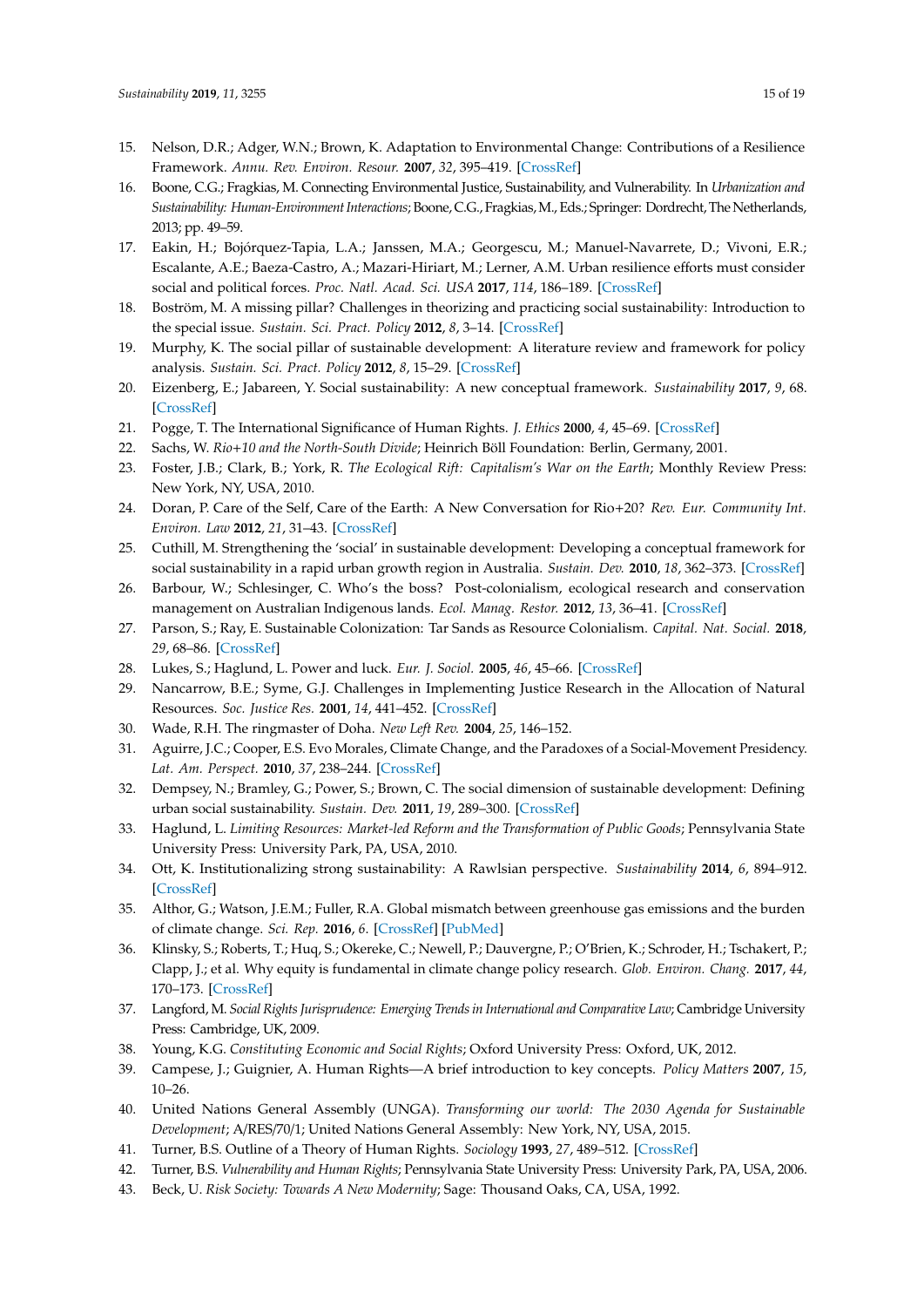15. Nelson, D.R.; Adger, W.N.; Brown, K. Adaptation to Environmental Change: Contributions of a Resilience Framework. *Annu. Rev. Environ. Resour.* **2007**, *32*, 395–419. [CrossRef]
16. Boone, C.G.; Fragkias, M. Connecting Environmental Justice, Sustainability, and Vulnerability. In *Urbanization and Sustainability: Human-Environment Interactions*; Boone, C.G., Fragkias, M., Eds.; Springer: Dordrecht, The Netherlands, 2013; pp. 49–59.
17. Eakin, H.; Bojórquez-Tapia, L.A.; Janssen, M.A.; Georgescu, M.; Manuel-Navarrete, D.; Vivoni, E.R.; Escalante, A.E.; Baeza-Castro, A.; Mazari-Hiriart, M.; Lerner, A.M. Urban resilience efforts must consider social and political forces. *Proc. Natl. Acad. Sci. USA* **2017**, *114*, 186–189. [CrossRef]
18. Boström, M. A missing pillar? Challenges in theorizing and practicing social sustainability: Introduction to the special issue. *Sustain. Sci. Pract. Policy* **2012**, *8*, 3–14. [CrossRef]
19. Murphy, K. The social pillar of sustainable development: A literature review and framework for policy analysis. *Sustain. Sci. Pract. Policy* **2012**, *8*, 15–29. [CrossRef]
20. Eizenberg, E.; Jabareen, Y. Social sustainability: A new conceptual framework. *Sustainability* **2017**, *9*, 68. [CrossRef]
21. Pogge, T. The International Significance of Human Rights. *J. Ethics* **2000**, *4*, 45–69. [CrossRef]
22. Sachs, W. *Rio+10 and the North-South Divide*; Heinrich Böll Foundation: Berlin, Germany, 2001.
23. Foster, J.B.; Clark, B.; York, R. *The Ecological Rift: Capitalism's War on the Earth*; Monthly Review Press: New York, NY, USA, 2010.
24. Doran, P. Care of the Self, Care of the Earth: A New Conversation for Rio+20? *Rev. Eur. Community Int. Environ. Law* **2012**, *21*, 31–43. [CrossRef]
25. Cuthill, M. Strengthening the 'social' in sustainable development: Developing a conceptual framework for social sustainability in a rapid urban growth region in Australia. *Sustain. Dev.* **2010**, *18*, 362–373. [CrossRef]
26. Barbour, W.; Schlesinger, C. Who's the boss? Post-colonialism, ecological research and conservation management on Australian Indigenous lands. *Ecol. Manag. Restor.* **2012**, *13*, 36–41. [CrossRef]
27. Parson, S.; Ray, E. Sustainable Colonization: Tar Sands as Resource Colonialism. *Capital. Nat. Social.* **2018**, *29*, 68–86. [CrossRef]
28. Lukes, S.; Haglund, L. Power and luck. *Eur. J. Sociol.* **2005**, *46*, 45–66. [CrossRef]
29. Nancarrow, B.E.; Syme, G.J. Challenges in Implementing Justice Research in the Allocation of Natural Resources. *Soc. Justice Res.* **2001**, *14*, 441–452. [CrossRef]
30. Wade, R.H. The ringmaster of Doha. *New Left Rev.* **2004**, *25*, 146–152.
31. Aguirre, J.C.; Cooper, E.S. Evo Morales, Climate Change, and the Paradoxes of a Social-Movement Presidency. *Lat. Am. Perspect.* **2010**, *37*, 238–244. [CrossRef]
32. Dempsey, N.; Bramley, G.; Power, S.; Brown, C. The social dimension of sustainable development: Defining urban social sustainability. *Sustain. Dev.* **2011**, *19*, 289–300. [CrossRef]
33. Haglund, L. *Limiting Resources: Market-led Reform and the Transformation of Public Goods*; Pennsylvania State University Press: University Park, PA, USA, 2010.
34. Ott, K. Institutionalizing strong sustainability: A Rawlsian perspective. *Sustainability* **2014**, *6*, 894–912. [CrossRef]
35. Althor, G.; Watson, J.E.M.; Fuller, R.A. Global mismatch between greenhouse gas emissions and the burden of climate change. *Sci. Rep.* **2016**, *6*. [CrossRef] [PubMed]
36. Klinsky, S.; Roberts, T.; Huq, S.; Okereke, C.; Newell, P.; Dauvergne, P.; O'Brien, K.; Schroder, H.; Tschakert, P.; Clapp, J.; et al. Why equity is fundamental in climate change policy research. *Glob. Environ. Chang.* **2017**, *44*, 170–173. [CrossRef]
37. Langford, M. *Social Rights Jurisprudence: Emerging Trends in International and Comparative Law*; Cambridge University Press: Cambridge, UK, 2009.
38. Young, K.G. *Constituting Economic and Social Rights*; Oxford University Press: Oxford, UK, 2012.
39. Campese, J.; Guignier, A. Human Rights—A brief introduction to key concepts. *Policy Matters* **2007**, *15*, 10–26.
40. United Nations General Assembly (UNGA). *Transforming our world: The 2030 Agenda for Sustainable Development*; A/RES/70/1; United Nations General Assembly: New York, NY, USA, 2015.
41. Turner, B.S. Outline of a Theory of Human Rights. *Sociology* **1993**, *27*, 489–512. [CrossRef]
42. Turner, B.S. *Vulnerability and Human Rights*; Pennsylvania State University Press: University Park, PA, USA, 2006.
43. Beck, U. *Risk Society: Towards A New Modernity*; Sage: Thousand Oaks, CA, USA, 1992.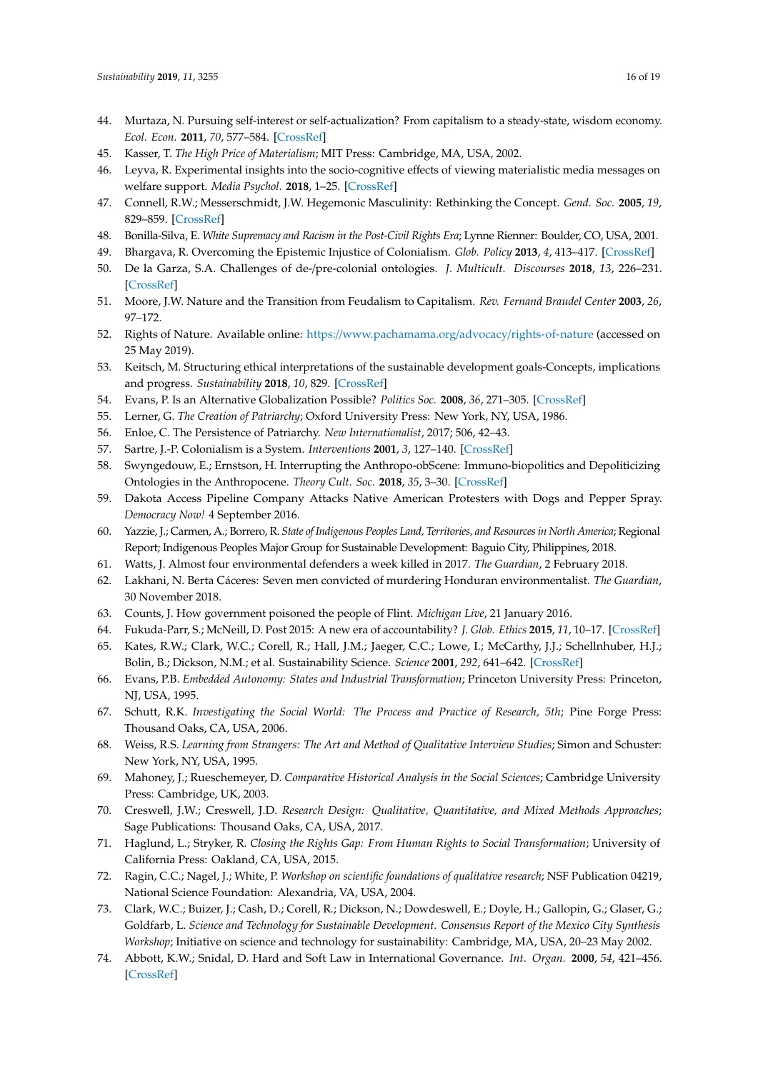44. Murtaza, N. Pursuing self-interest or self-actualization? From capitalism to a steady-state, wisdom economy. *Ecol. Econ.* **2011**, *70*, 577–584. [CrossRef]
45. Kasser, T. *The High Price of Materialism*; MIT Press: Cambridge, MA, USA, 2002.
46. Leyva, R. Experimental insights into the socio-cognitive effects of viewing materialistic media messages on welfare support. *Media Psychol.* **2018**, 1–25. [CrossRef]
47. Connell, R.W.; Messerschmidt, J.W. Hegemonic Masculinity: Rethinking the Concept. *Gend. Soc.* **2005**, *19*, 829–859. [CrossRef]
48. Bonilla-Silva, E. *White Supremacy and Racism in the Post-Civil Rights Era*; Lynne Rienner: Boulder, CO, USA, 2001.
49. Bhargava, R. Overcoming the Epistemic Injustice of Colonialism. *Glob. Policy* **2013**, *4*, 413–417. [CrossRef]
50. De la Garza, S.A. Challenges of de-/pre-colonial ontologies. *J. Multicult. Discourses* **2018**, *13*, 226–231. [CrossRef]
51. Moore, J.W. Nature and the Transition from Feudalism to Capitalism. *Rev. Fernand Braudel Center* **2003**, *26*, 97–172.
52. Rights of Nature. Available online: https://www.pachamama.org/advocacy/rights-of-nature (accessed on 25 May 2019).
53. Keitsch, M. Structuring ethical interpretations of the sustainable development goals-Concepts, implications and progress. *Sustainability* **2018**, *10*, 829. [CrossRef]
54. Evans, P. Is an Alternative Globalization Possible? *Politics Soc.* **2008**, *36*, 271–305. [CrossRef]
55. Lerner, G. *The Creation of Patriarchy*; Oxford University Press: New York, NY, USA, 1986.
56. Enloe, C. The Persistence of Patriarchy. *New Internationalist*, 2017; 506, 42–43.
57. Sartre, J.-P. Colonialism is a System. *Interventions* **2001**, *3*, 127–140. [CrossRef]
58. Swyngedouw, E.; Ernstson, H. Interrupting the Anthropo-obScene: Immuno-biopolitics and Depoliticizing Ontologies in the Anthropocene. *Theory Cult. Soc.* **2018**, *35*, 3–30. [CrossRef]
59. Dakota Access Pipeline Company Attacks Native American Protesters with Dogs and Pepper Spray. *Democracy Now!* 4 September 2016.
60. Yazzie, J.; Carmen, A.; Borrero, R. *State of Indigenous Peoples Land, Territories, and Resources in North America*; Regional Report; Indigenous Peoples Major Group for Sustainable Development: Baguio City, Philippines, 2018.
61. Watts, J. Almost four environmental defenders a week killed in 2017. *The Guardian*, 2 February 2018.
62. Lakhani, N. Berta Cáceres: Seven men convicted of murdering Honduran environmentalist. *The Guardian*, 30 November 2018.
63. Counts, J. How government poisoned the people of Flint. *Michigan Live*, 21 January 2016.
64. Fukuda-Parr, S.; McNeill, D. Post 2015: A new era of accountability? *J. Glob. Ethics* **2015**, *11*, 10–17. [CrossRef]
65. Kates, R.W.; Clark, W.C.; Corell, R.; Hall, J.M.; Jaeger, C.C.; Lowe, I.; McCarthy, J.J.; Schellnhuber, H.J.; Bolin, B.; Dickson, N.M.; et al. Sustainability Science. *Science* **2001**, *292*, 641–642. [CrossRef]
66. Evans, P.B. *Embedded Autonomy: States and Industrial Transformation*; Princeton University Press: Princeton, NJ, USA, 1995.
67. Schutt, R.K. *Investigating the Social World: The Process and Practice of Research, 5th*; Pine Forge Press: Thousand Oaks, CA, USA, 2006.
68. Weiss, R.S. *Learning from Strangers: The Art and Method of Qualitative Interview Studies*; Simon and Schuster: New York, NY, USA, 1995.
69. Mahoney, J.; Rueschemeyer, D. *Comparative Historical Analysis in the Social Sciences*; Cambridge University Press: Cambridge, UK, 2003.
70. Creswell, J.W.; Creswell, J.D. *Research Design: Qualitative, Quantitative, and Mixed Methods Approaches*; Sage Publications: Thousand Oaks, CA, USA, 2017.
71. Haglund, L.; Stryker, R. *Closing the Rights Gap: From Human Rights to Social Transformation*; University of California Press: Oakland, CA, USA, 2015.
72. Ragin, C.C.; Nagel, J.; White, P. *Workshop on scientific foundations of qualitative research*; NSF Publication 04219, National Science Foundation: Alexandria, VA, USA, 2004.
73. Clark, W.C.; Buizer, J.; Cash, D.; Corell, R.; Dickson, N.; Dowdeswell, E.; Doyle, H.; Gallopin, G.; Glaser, G.; Goldfarb, L. *Science and Technology for Sustainable Development. Consensus Report of the Mexico City Synthesis Workshop*; Initiative on science and technology for sustainability: Cambridge, MA, USA, 20–23 May 2002.
74. Abbott, K.W.; Snidal, D. Hard and Soft Law in International Governance. *Int. Organ.* **2000**, *54*, 421–456. [CrossRef]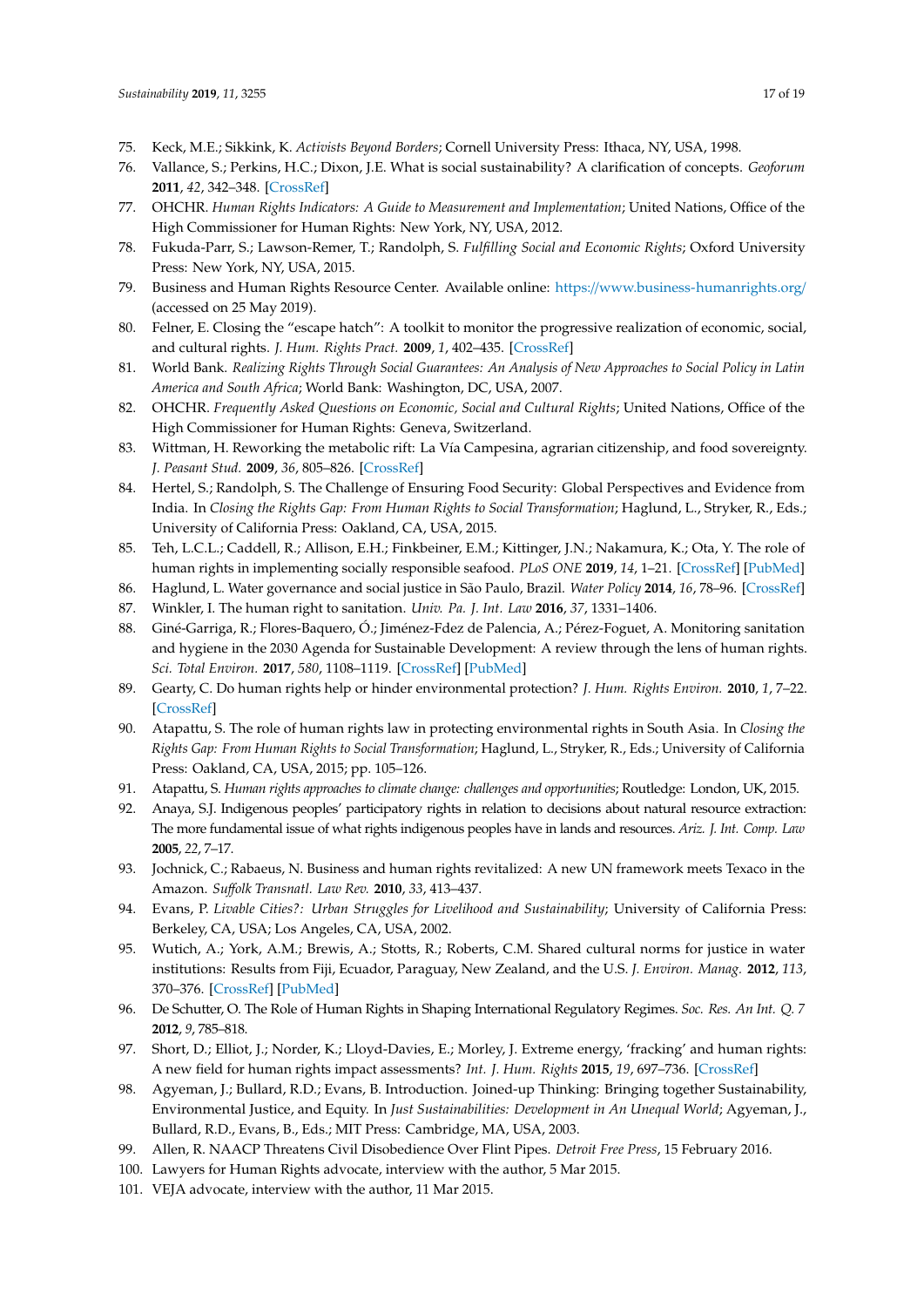75. Keck, M.E.; Sikkink, K. *Activists Beyond Borders*; Cornell University Press: Ithaca, NY, USA, 1998.
76. Vallance, S.; Perkins, H.C.; Dixon, J.E. What is social sustainability? A clarification of concepts. *Geoforum* **2011**, *42*, 342–348. [CrossRef]
77. OHCHR. *Human Rights Indicators: A Guide to Measurement and Implementation*; United Nations, Office of the High Commissioner for Human Rights: New York, NY, USA, 2012.
78. Fukuda-Parr, S.; Lawson-Remer, T.; Randolph, S. *Fulfilling Social and Economic Rights*; Oxford University Press: New York, NY, USA, 2015.
79. Business and Human Rights Resource Center. Available online: https://www.business-humanrights.org/ (accessed on 25 May 2019).
80. Felner, E. Closing the "escape hatch": A toolkit to monitor the progressive realization of economic, social, and cultural rights. *J. Hum. Rights Pract.* **2009**, *1*, 402–435. [CrossRef]
81. World Bank. *Realizing Rights Through Social Guarantees: An Analysis of New Approaches to Social Policy in Latin America and South Africa*; World Bank: Washington, DC, USA, 2007.
82. OHCHR. *Frequently Asked Questions on Economic, Social and Cultural Rights*; United Nations, Office of the High Commissioner for Human Rights: Geneva, Switzerland.
83. Wittman, H. Reworking the metabolic rift: La Vía Campesina, agrarian citizenship, and food sovereignty. *J. Peasant Stud.* **2009**, *36*, 805–826. [CrossRef]
84. Hertel, S.; Randolph, S. The Challenge of Ensuring Food Security: Global Perspectives and Evidence from India. In *Closing the Rights Gap: From Human Rights to Social Transformation*; Haglund, L., Stryker, R., Eds.; University of California Press: Oakland, CA, USA, 2015.
85. Teh, L.C.L.; Caddell, R.; Allison, E.H.; Finkbeiner, E.M.; Kittinger, J.N.; Nakamura, K.; Ota, Y. The role of human rights in implementing socially responsible seafood. *PLoS ONE* **2019**, *14*, 1–21. [CrossRef] [PubMed]
86. Haglund, L. Water governance and social justice in São Paulo, Brazil. *Water Policy* **2014**, *16*, 78–96. [CrossRef]
87. Winkler, I. The human right to sanitation. *Univ. Pa. J. Int. Law* **2016**, *37*, 1331–1406.
88. Giné-Garriga, R.; Flores-Baquero, Ó.; Jiménez-Fdez de Palencia, A.; Pérez-Foguet, A. Monitoring sanitation and hygiene in the 2030 Agenda for Sustainable Development: A review through the lens of human rights. *Sci. Total Environ.* **2017**, *580*, 1108–1119. [CrossRef] [PubMed]
89. Gearty, C. Do human rights help or hinder environmental protection? *J. Hum. Rights Environ.* **2010**, *1*, 7–22. [CrossRef]
90. Atapattu, S. The role of human rights law in protecting environmental rights in South Asia. In *Closing the Rights Gap: From Human Rights to Social Transformation*; Haglund, L., Stryker, R., Eds.; University of California Press: Oakland, CA, USA, 2015; pp. 105–126.
91. Atapattu, S. *Human rights approaches to climate change: challenges and opportunities*; Routledge: London, UK, 2015.
92. Anaya, S.J. Indigenous peoples' participatory rights in relation to decisions about natural resource extraction: The more fundamental issue of what rights indigenous peoples have in lands and resources. *Ariz. J. Int. Comp. Law* **2005**, *22*, 7–17.
93. Jochnick, C.; Rabaeus, N. Business and human rights revitalized: A new UN framework meets Texaco in the Amazon. *Suffolk Transnatl. Law Rev.* **2010**, *33*, 413–437.
94. Evans, P. *Livable Cities?: Urban Struggles for Livelihood and Sustainability*; University of California Press: Berkeley, CA, USA; Los Angeles, CA, USA, 2002.
95. Wutich, A.; York, A.M.; Brewis, A.; Stotts, R.; Roberts, C.M. Shared cultural norms for justice in water institutions: Results from Fiji, Ecuador, Paraguay, New Zealand, and the U.S. *J. Environ. Manag.* **2012**, *113*, 370–376. [CrossRef] [PubMed]
96. De Schutter, O. The Role of Human Rights in Shaping International Regulatory Regimes. *Soc. Res. An Int. Q. 7* **2012**, *9*, 785–818.
97. Short, D.; Elliot, J.; Norder, K.; Lloyd-Davies, E.; Morley, J. Extreme energy, 'fracking' and human rights: A new field for human rights impact assessments? *Int. J. Hum. Rights* **2015**, *19*, 697–736. [CrossRef]
98. Agyeman, J.; Bullard, R.D.; Evans, B. Introduction. Joined-up Thinking: Bringing together Sustainability, Environmental Justice, and Equity. In *Just Sustainabilities: Development in An Unequal World*; Agyeman, J., Bullard, R.D., Evans, B., Eds.; MIT Press: Cambridge, MA, USA, 2003.
99. Allen, R. NAACP Threatens Civil Disobedience Over Flint Pipes. *Detroit Free Press*, 15 February 2016.
100. Lawyers for Human Rights advocate, interview with the author, 5 Mar 2015.
101. VEJA advocate, interview with the author, 11 Mar 2015.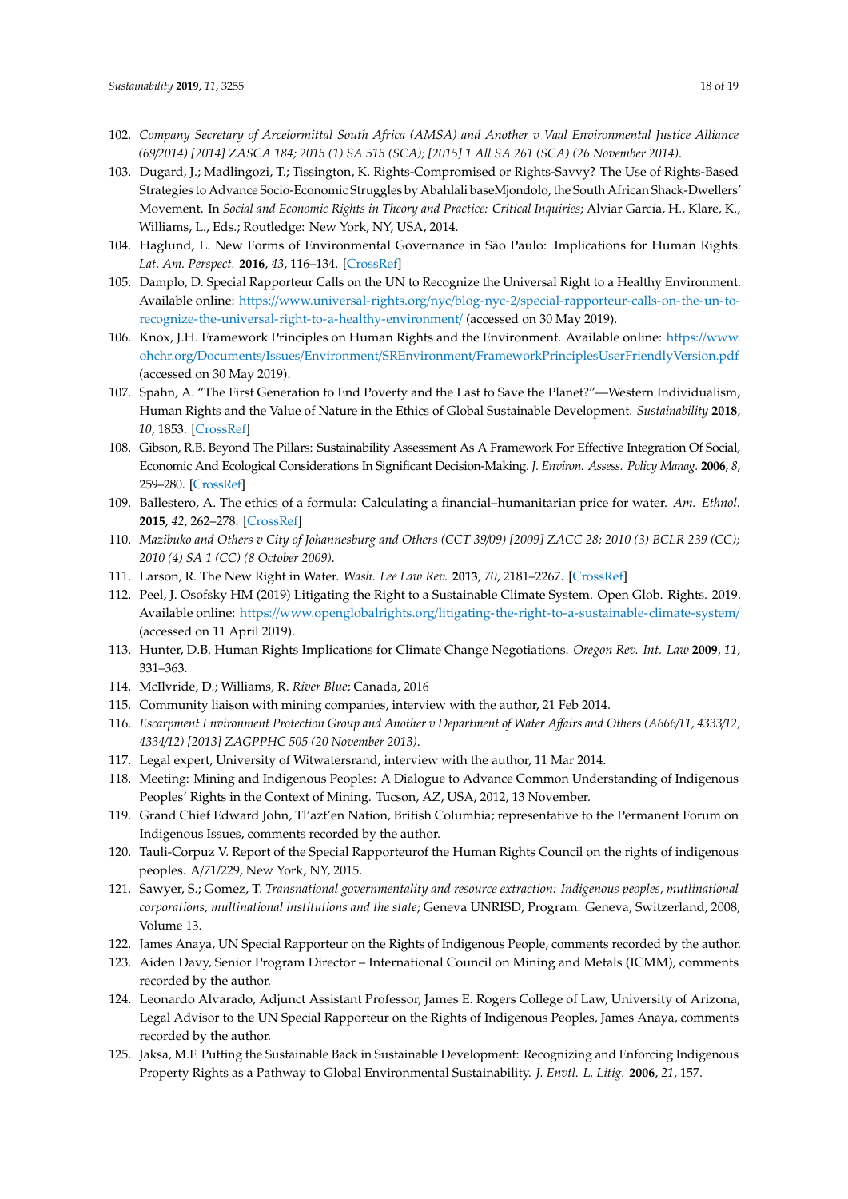102. *Company Secretary of Arcelormittal South Africa (AMSA) and Another v Vaal Environmental Justice Alliance (69/2014) [2014] ZASCA 184; 2015 (1) SA 515 (SCA); [2015] 1 All SA 261 (SCA) (26 November 2014)*.
103. Dugard, J.; Madlingozi, T.; Tissington, K. Rights-Compromised or Rights-Savvy? The Use of Rights-Based Strategies to Advance Socio-Economic Struggles by Abahlali baseMjondolo, the South African Shack-Dwellers' Movement. In *Social and Economic Rights in Theory and Practice: Critical Inquiries*; Alviar García, H., Klare, K., Williams, L., Eds.; Routledge: New York, NY, USA, 2014.
104. Haglund, L. New Forms of Environmental Governance in São Paulo: Implications for Human Rights. *Lat. Am. Perspect.* **2016**, *43*, 116–134. [CrossRef]
105. Damplo, D. Special Rapporteur Calls on the UN to Recognize the Universal Right to a Healthy Environment. Available online: https://www.universal-rights.org/nyc/blog-nyc-2/special-rapporteur-calls-on-the-un-to-recognize-the-universal-right-to-a-healthy-environment/ (accessed on 30 May 2019).
106. Knox, J.H. Framework Principles on Human Rights and the Environment. Available online: https://www.ohchr.org/Documents/Issues/Environment/SREnvironment/FrameworkPrinciplesUserFriendlyVersion.pdf (accessed on 30 May 2019).
107. Spahn, A. "The First Generation to End Poverty and the Last to Save the Planet?"—Western Individualism, Human Rights and the Value of Nature in the Ethics of Global Sustainable Development. *Sustainability* **2018**, *10*, 1853. [CrossRef]
108. Gibson, R.B. Beyond The Pillars: Sustainability Assessment As A Framework For Effective Integration Of Social, Economic And Ecological Considerations In Significant Decision-Making. *J. Environ. Assess. Policy Manag.* **2006**, *8*, 259–280. [CrossRef]
109. Ballestero, A. The ethics of a formula: Calculating a financial–humanitarian price for water. *Am. Ethnol.* **2015**, *42*, 262–278. [CrossRef]
110. *Mazibuko and Others v City of Johannesburg and Others (CCT 39/09) [2009] ZACC 28; 2010 (3) BCLR 239 (CC); 2010 (4) SA 1 (CC) (8 October 2009)*.
111. Larson, R. The New Right in Water. *Wash. Lee Law Rev.* **2013**, *70*, 2181–2267. [CrossRef]
112. Peel, J. Osofsky HM (2019) Litigating the Right to a Sustainable Climate System. Open Glob. Rights. 2019. Available online: https://www.openglobalrights.org/litigating-the-right-to-a-sustainable-climate-system/ (accessed on 11 April 2019).
113. Hunter, D.B. Human Rights Implications for Climate Change Negotiations. *Oregon Rev. Int. Law* **2009**, *11*, 331–363.
114. McIlvride, D.; Williams, R. *River Blue*; Canada, 2016
115. Community liaison with mining companies, interview with the author, 21 Feb 2014.
116. *Escarpment Environment Protection Group and Another v Department of Water Affairs and Others (A666/11, 4333/12, 4334/12) [2013] ZAGPPHC 505 (20 November 2013)*.
117. Legal expert, University of Witwatersrand, interview with the author, 11 Mar 2014.
118. Meeting: Mining and Indigenous Peoples: A Dialogue to Advance Common Understanding of Indigenous Peoples' Rights in the Context of Mining. Tucson, AZ, USA, 2012, 13 November.
119. Grand Chief Edward John, Tl'azt'en Nation, British Columbia; representative to the Permanent Forum on Indigenous Issues, comments recorded by the author.
120. Tauli-Corpuz V. Report of the Special Rapporteurof the Human Rights Council on the rights of indigenous peoples. A/71/229, New York, NY, 2015.
121. Sawyer, S.; Gomez, T. *Transnational governmentality and resource extraction: Indigenous peoples, mutlinational corporations, multinational institutions and the state*; Geneva UNRISD, Program: Geneva, Switzerland, 2008; Volume 13.
122. James Anaya, UN Special Rapporteur on the Rights of Indigenous People, comments recorded by the author.
123. Aiden Davy, Senior Program Director – International Council on Mining and Metals (ICMM), comments recorded by the author.
124. Leonardo Alvarado, Adjunct Assistant Professor, James E. Rogers College of Law, University of Arizona; Legal Advisor to the UN Special Rapporteur on the Rights of Indigenous Peoples, James Anaya, comments recorded by the author.
125. Jaksa, M.F. Putting the Sustainable Back in Sustainable Development: Recognizing and Enforcing Indigenous Property Rights as a Pathway to Global Environmental Sustainability. *J. Envtl. L. Litig.* **2006**, *21*, 157.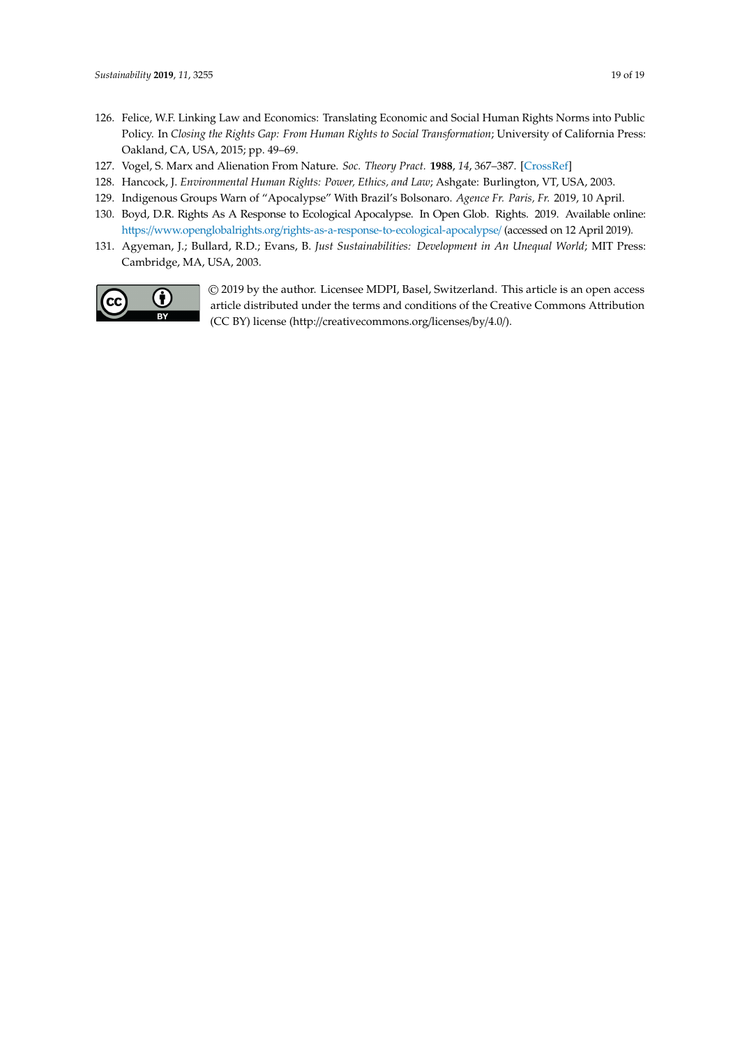126. Felice, W.F. Linking Law and Economics: Translating Economic and Social Human Rights Norms into Public Policy. In *Closing the Rights Gap: From Human Rights to Social Transformation*; University of California Press: Oakland, CA, USA, 2015; pp. 49–69.
127. Vogel, S. Marx and Alienation From Nature. *Soc. Theory Pract.* **1988**, *14*, 367–387. [CrossRef]
128. Hancock, J. *Environmental Human Rights: Power, Ethics, and Law*; Ashgate: Burlington, VT, USA, 2003.
129. Indigenous Groups Warn of "Apocalypse" With Brazil's Bolsonaro. *Agence Fr. Paris, Fr.* 2019, 10 April.
130. Boyd, D.R. Rights As A Response to Ecological Apocalypse. In Open Glob. Rights. 2019. Available online: https://www.openglobalrights.org/rights-as-a-response-to-ecological-apocalypse/ (accessed on 12 April 2019).
131. Agyeman, J.; Bullard, R.D.; Evans, B. *Just Sustainabilities: Development in An Unequal World*; MIT Press: Cambridge, MA, USA, 2003.

© 2019 by the author. Licensee MDPI, Basel, Switzerland. This article is an open access article distributed under the terms and conditions of the Creative Commons Attribution (CC BY) license (http://creativecommons.org/licenses/by/4.0/).